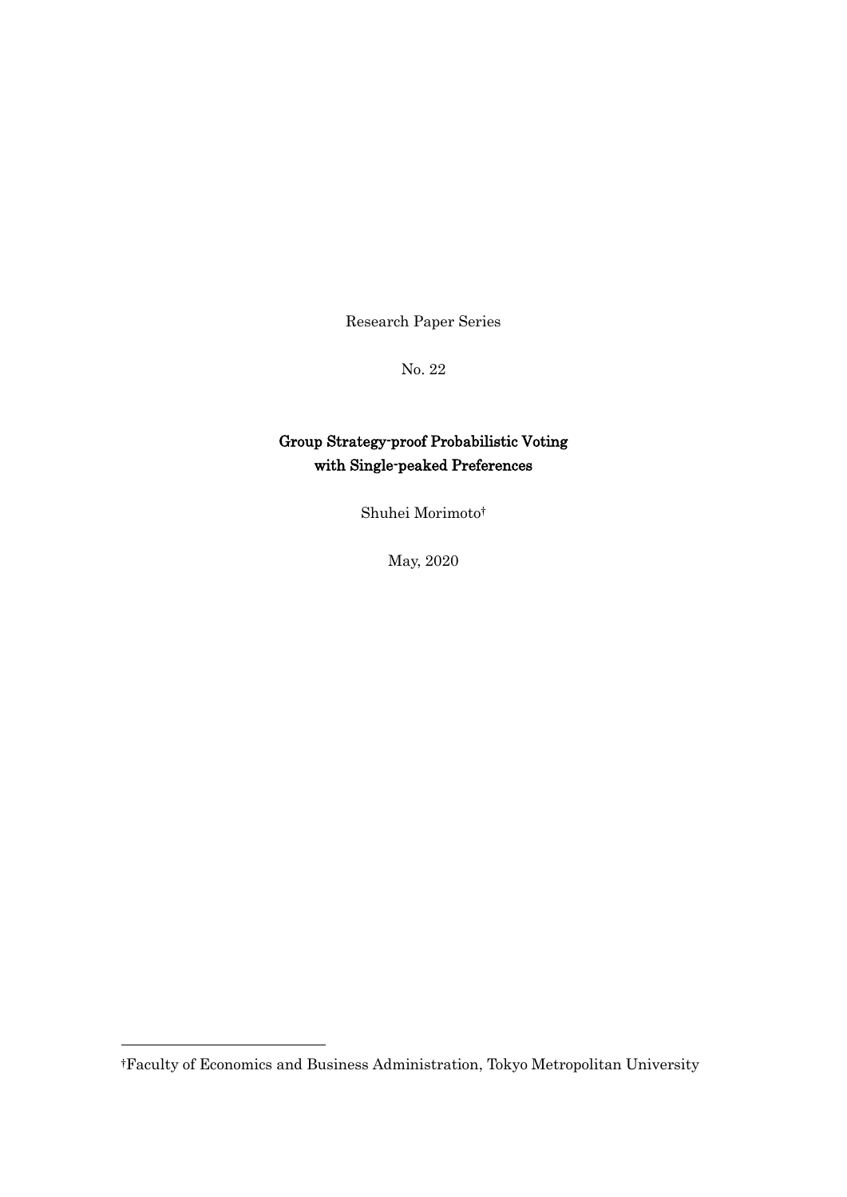Research Paper Series

No. 22

# Group Strategy-proof Probabilistic Voting with Single-peaked Preferences

Shuhei Morimoto[†]

May, 2020

[†]Faculty of Economics and Business Administration, Tokyo Metropolitan University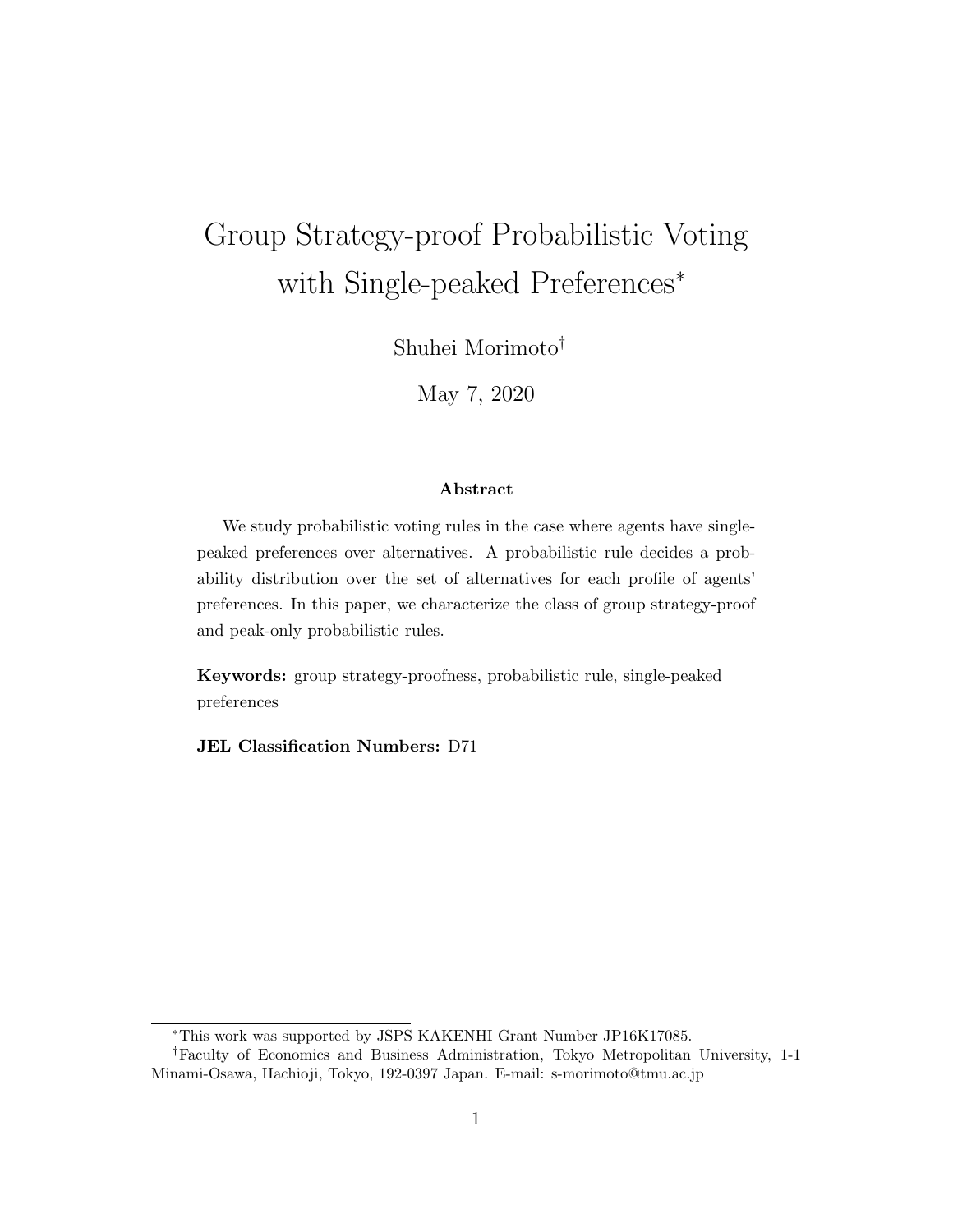# Group Strategy-proof Probabilistic Voting with Single-peaked Preferences*

Shuhei Morimoto†

May 7, 2020

**Abstract**

We study probabilistic voting rules in the case where agents have single-peaked preferences over alternatives. A probabilistic rule decides a probability distribution over the set of alternatives for each profile of agents' preferences. In this paper, we characterize the class of group strategy-proof and peak-only probabilistic rules.

**Keywords:** group strategy-proofness, probabilistic rule, single-peaked preferences

**JEL Classification Numbers:** D71

---

*This work was supported by JSPS KAKENHI Grant Number JP16K17085.

†Faculty of Economics and Business Administration, Tokyo Metropolitan University, 1-1 Minami-Osawa, Hachioji, Tokyo, 192-0397 Japan. E-mail: s-morimoto@tmu.ac.jp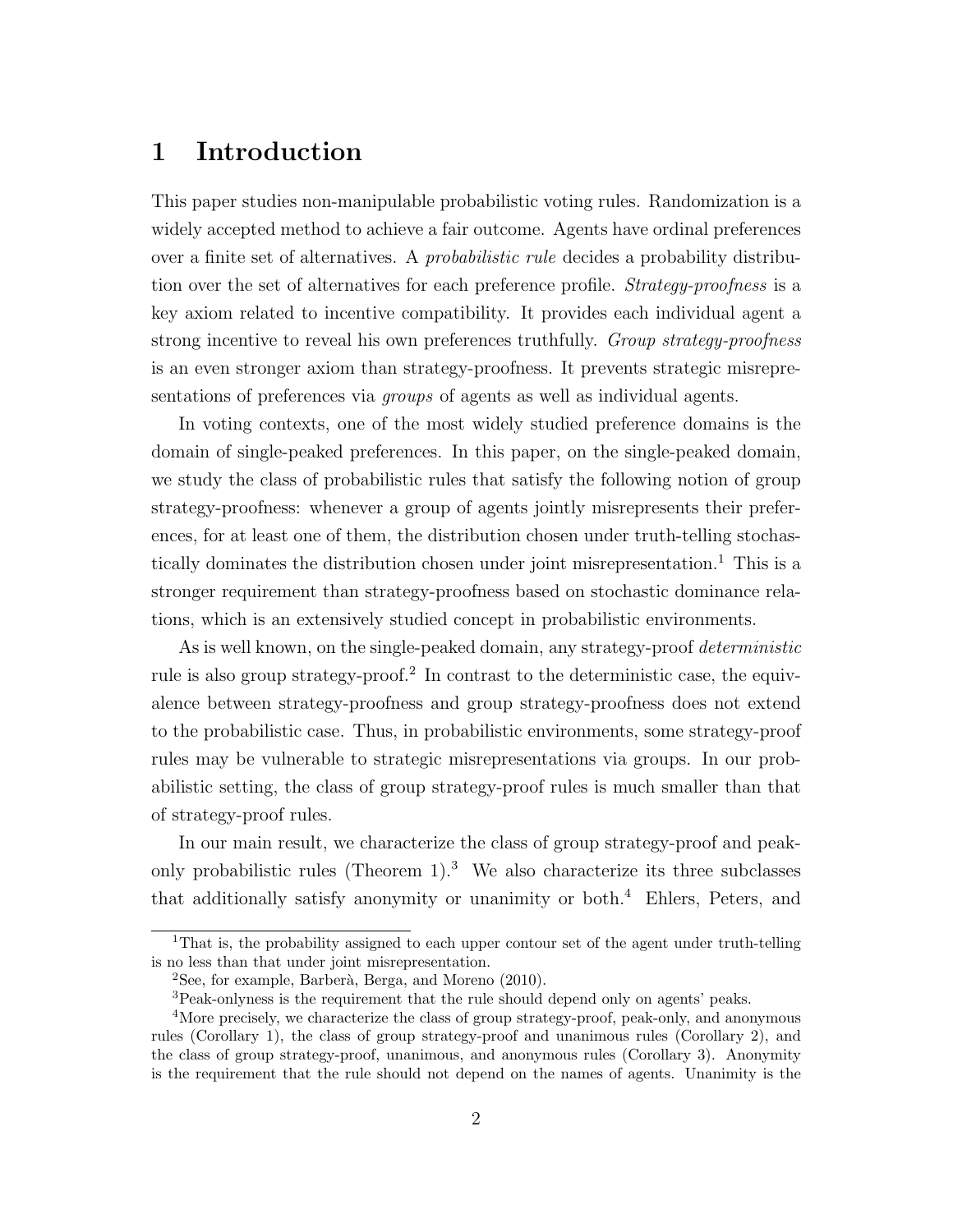# 1 Introduction

This paper studies non-manipulable probabilistic voting rules. Randomization is a widely accepted method to achieve a fair outcome. Agents have ordinal preferences over a finite set of alternatives. A *probabilistic rule* decides a probability distribution over the set of alternatives for each preference profile. *Strategy-proofness* is a key axiom related to incentive compatibility. It provides each individual agent a strong incentive to reveal his own preferences truthfully. *Group strategy-proofness* is an even stronger axiom than strategy-proofness. It prevents strategic misrepresentations of preferences via *groups* of agents as well as individual agents.

In voting contexts, one of the most widely studied preference domains is the domain of single-peaked preferences. In this paper, on the single-peaked domain, we study the class of probabilistic rules that satisfy the following notion of group strategy-proofness: whenever a group of agents jointly misrepresents their preferences, for at least one of them, the distribution chosen under truth-telling stochastically dominates the distribution chosen under joint misrepresentation.[1] This is a stronger requirement than strategy-proofness based on stochastic dominance relations, which is an extensively studied concept in probabilistic environments.

As is well known, on the single-peaked domain, any strategy-proof *deterministic* rule is also group strategy-proof.[2] In contrast to the deterministic case, the equivalence between strategy-proofness and group strategy-proofness does not extend to the probabilistic case. Thus, in probabilistic environments, some strategy-proof rules may be vulnerable to strategic misrepresentations via groups. In our probabilistic setting, the class of group strategy-proof rules is much smaller than that of strategy-proof rules.

In our main result, we characterize the class of group strategy-proof and peak-only probabilistic rules (Theorem 1).[3] We also characterize its three subclasses that additionally satisfy anonymity or unanimity or both.[4] Ehlers, Peters, and

---

[1] That is, the probability assigned to each upper contour set of the agent under truth-telling is no less than that under joint misrepresentation.

[2] See, for example, Barberà, Berga, and Moreno (2010).

[3] Peak-onlyness is the requirement that the rule should depend only on agents' peaks.

[4] More precisely, we characterize the class of group strategy-proof, peak-only, and anonymous rules (Corollary 1), the class of group strategy-proof and unanimous rules (Corollary 2), and the class of group strategy-proof, unanimous, and anonymous rules (Corollary 3). Anonymity is the requirement that the rule should not depend on the names of agents. Unanimity is the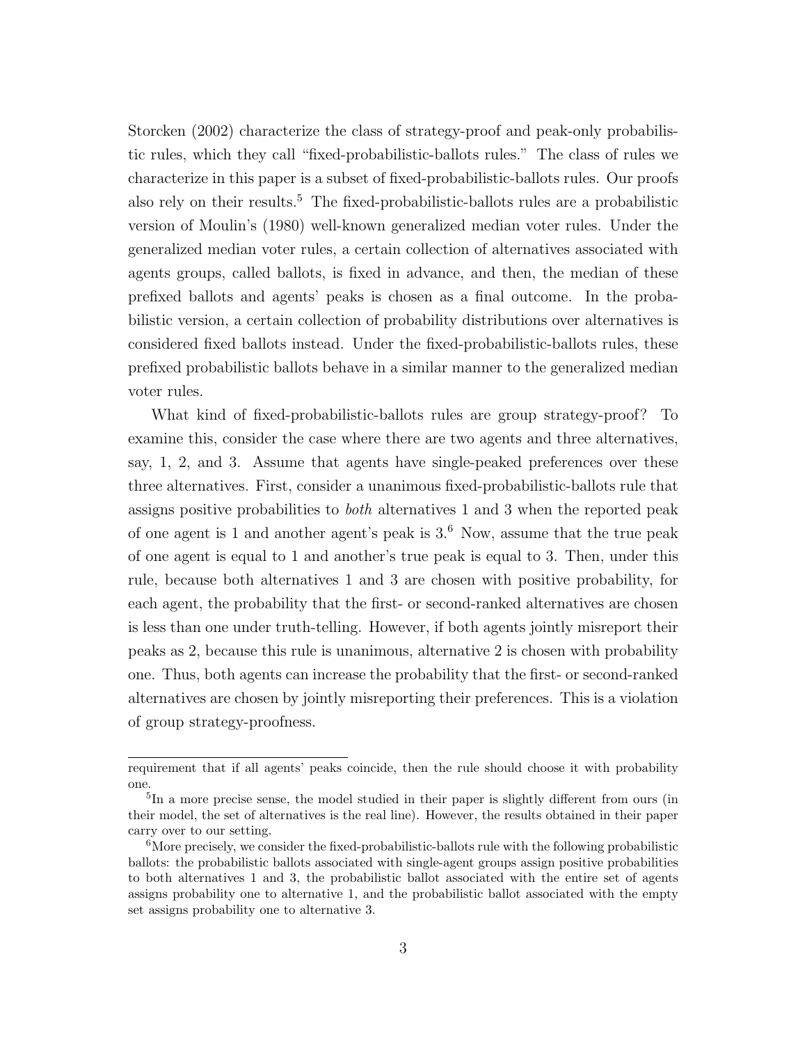Storcken (2002) characterize the class of strategy-proof and peak-only probabilistic rules, which they call "fixed-probabilistic-ballots rules." The class of rules we characterize in this paper is a subset of fixed-probabilistic-ballots rules. Our proofs also rely on their results.[5] The fixed-probabilistic-ballots rules are a probabilistic version of Moulin's (1980) well-known generalized median voter rules. Under the generalized median voter rules, a certain collection of alternatives associated with agents groups, called ballots, is fixed in advance, and then, the median of these prefixed ballots and agents' peaks is chosen as a final outcome. In the probabilistic version, a certain collection of probability distributions over alternatives is considered fixed ballots instead. Under the fixed-probabilistic-ballots rules, these prefixed probabilistic ballots behave in a similar manner to the generalized median voter rules.

What kind of fixed-probabilistic-ballots rules are group strategy-proof? To examine this, consider the case where there are two agents and three alternatives, say, 1, 2, and 3. Assume that agents have single-peaked preferences over these three alternatives. First, consider a unanimous fixed-probabilistic-ballots rule that assigns positive probabilities to *both* alternatives 1 and 3 when the reported peak of one agent is 1 and another agent's peak is 3.[6] Now, assume that the true peak of one agent is equal to 1 and another's true peak is equal to 3. Then, under this rule, because both alternatives 1 and 3 are chosen with positive probability, for each agent, the probability that the first- or second-ranked alternatives are chosen is less than one under truth-telling. However, if both agents jointly misreport their peaks as 2, because this rule is unanimous, alternative 2 is chosen with probability one. Thus, both agents can increase the probability that the first- or second-ranked alternatives are chosen by jointly misreporting their preferences. This is a violation of group strategy-proofness.

---

requirement that if all agents' peaks coincide, then the rule should choose it with probability one.

[5] In a more precise sense, the model studied in their paper is slightly different from ours (in their model, the set of alternatives is the real line). However, the results obtained in their paper carry over to our setting.

[6] More precisely, we consider the fixed-probabilistic-ballots rule with the following probabilistic ballots: the probabilistic ballots associated with single-agent groups assign positive probabilities to both alternatives 1 and 3, the probabilistic ballot associated with the entire set of agents assigns probability one to alternative 1, and the probabilistic ballot associated with the empty set assigns probability one to alternative 3.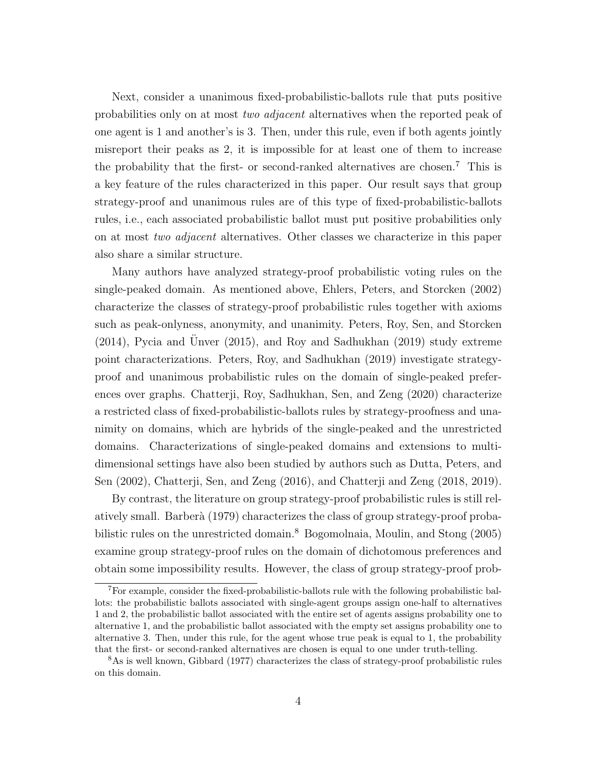Next, consider a unanimous fixed-probabilistic-ballots rule that puts positive probabilities only on at most *two adjacent* alternatives when the reported peak of one agent is 1 and another's is 3. Then, under this rule, even if both agents jointly misreport their peaks as 2, it is impossible for at least one of them to increase the probability that the first- or second-ranked alternatives are chosen.[7] This is a key feature of the rules characterized in this paper. Our result says that group strategy-proof and unanimous rules are of this type of fixed-probabilistic-ballots rules, i.e., each associated probabilistic ballot must put positive probabilities only on at most *two adjacent* alternatives. Other classes we characterize in this paper also share a similar structure.

Many authors have analyzed strategy-proof probabilistic voting rules on the single-peaked domain. As mentioned above, Ehlers, Peters, and Storcken (2002) characterize the classes of strategy-proof probabilistic rules together with axioms such as peak-onlyness, anonymity, and unanimity. Peters, Roy, Sen, and Storcken (2014), Pycia and Ünver (2015), and Roy and Sadhukhan (2019) study extreme point characterizations. Peters, Roy, and Sadhukhan (2019) investigate strategy-proof and unanimous probabilistic rules on the domain of single-peaked preferences over graphs. Chatterji, Roy, Sadhukhan, Sen, and Zeng (2020) characterize a restricted class of fixed-probabilistic-ballots rules by strategy-proofness and unanimity on domains, which are hybrids of the single-peaked and the unrestricted domains. Characterizations of single-peaked domains and extensions to multi-dimensional settings have also been studied by authors such as Dutta, Peters, and Sen (2002), Chatterji, Sen, and Zeng (2016), and Chatterji and Zeng (2018, 2019).

By contrast, the literature on group strategy-proof probabilistic rules is still relatively small. Barberà (1979) characterizes the class of group strategy-proof probabilistic rules on the unrestricted domain.[8] Bogomolnaia, Moulin, and Stong (2005) examine group strategy-proof rules on the domain of dichotomous preferences and obtain some impossibility results. However, the class of group strategy-proof prob-

---

[7] For example, consider the fixed-probabilistic-ballots rule with the following probabilistic ballots: the probabilistic ballots associated with single-agent groups assign one-half to alternatives 1 and 2, the probabilistic ballot associated with the entire set of agents assigns probability one to alternative 1, and the probabilistic ballot associated with the empty set assigns probability one to alternative 3. Then, under this rule, for the agent whose true peak is equal to 1, the probability that the first- or second-ranked alternatives are chosen is equal to one under truth-telling.

[8] As is well known, Gibbard (1977) characterizes the class of strategy-proof probabilistic rules on this domain.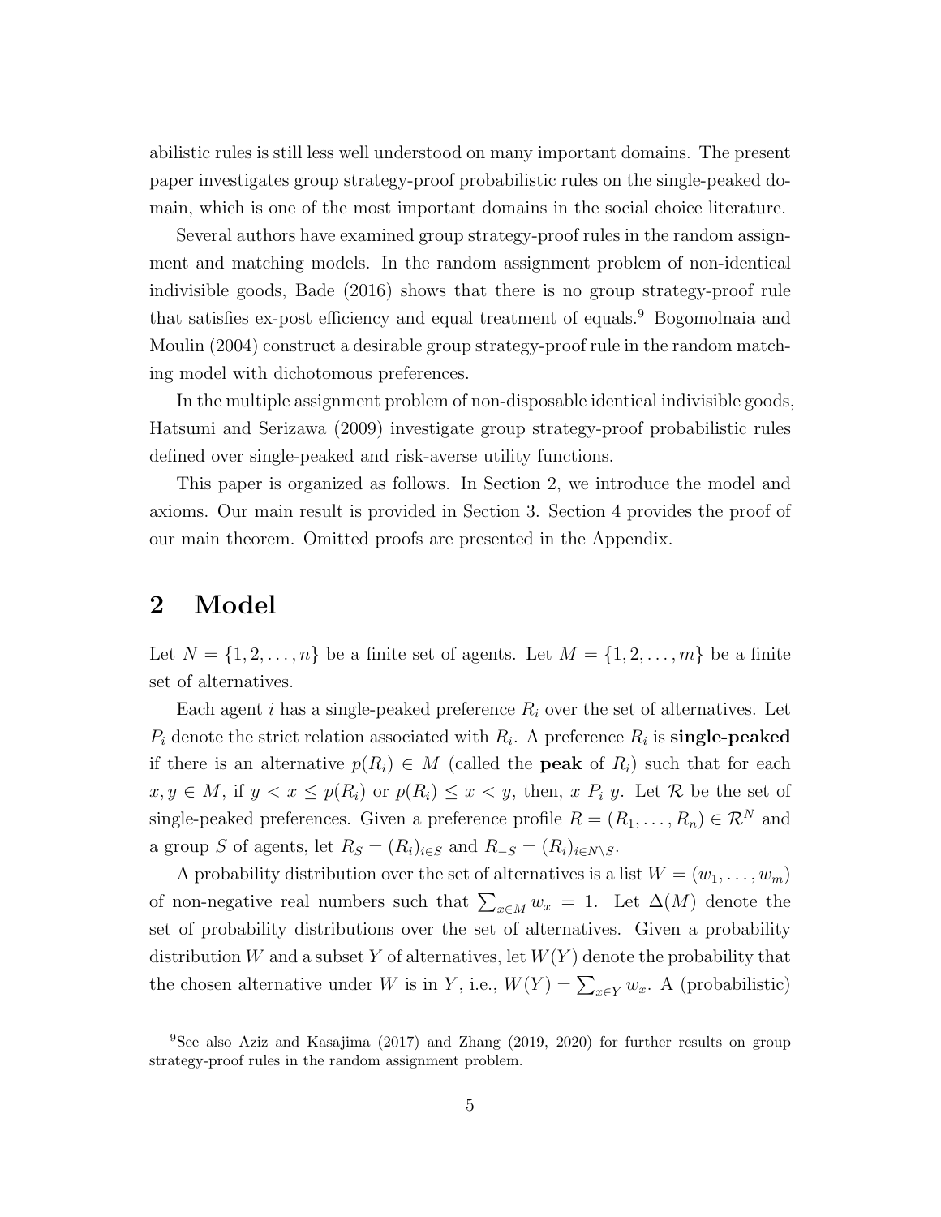abilistic rules is still less well understood on many important domains. The present paper investigates group strategy-proof probabilistic rules on the single-peaked domain, which is one of the most important domains in the social choice literature.

Several authors have examined group strategy-proof rules in the random assignment and matching models. In the random assignment problem of non-identical indivisible goods, Bade (2016) shows that there is no group strategy-proof rule that satisfies ex-post efficiency and equal treatment of equals.[9] Bogomolnaia and Moulin (2004) construct a desirable group strategy-proof rule in the random matching model with dichotomous preferences.

In the multiple assignment problem of non-disposable identical indivisible goods, Hatsumi and Serizawa (2009) investigate group strategy-proof probabilistic rules defined over single-peaked and risk-averse utility functions.

This paper is organized as follows. In Section 2, we introduce the model and axioms. Our main result is provided in Section 3. Section 4 provides the proof of our main theorem. Omitted proofs are presented in the Appendix.

## 2 Model

Let $N = \{1, 2, \ldots, n\}$ be a finite set of agents. Let $M = \{1, 2, \ldots, m\}$ be a finite set of alternatives.

Each agent $i$ has a single-peaked preference $R_i$ over the set of alternatives. Let $P_i$ denote the strict relation associated with $R_i$. A preference $R_i$ is **single-peaked** if there is an alternative $p(R_i) \in M$ (called the **peak** of $R_i$) such that for each $x, y \in M$, if $y < x \leq p(R_i)$ or $p(R_i) \leq x < y$, then, $x \; P_i \; y$. Let $\mathcal{R}$ be the set of single-peaked preferences. Given a preference profile $R = (R_1, \ldots, R_n) \in \mathcal{R}^N$ and a group $S$ of agents, let $R_S = (R_i)_{i \in S}$ and $R_{-S} = (R_i)_{i \in N \setminus S}$.

A probability distribution over the set of alternatives is a list $W = (w_1, \ldots, w_m)$ of non-negative real numbers such that $\sum_{x \in M} w_x = 1$. Let $\Delta(M)$ denote the set of probability distributions over the set of alternatives. Given a probability distribution $W$ and a subset $Y$ of alternatives, let $W(Y)$ denote the probability that the chosen alternative under $W$ is in $Y$, i.e., $W(Y) = \sum_{x \in Y} w_x$. A (probabilistic)

[9] See also Aziz and Kasajima (2017) and Zhang (2019, 2020) for further results on group strategy-proof rules in the random assignment problem.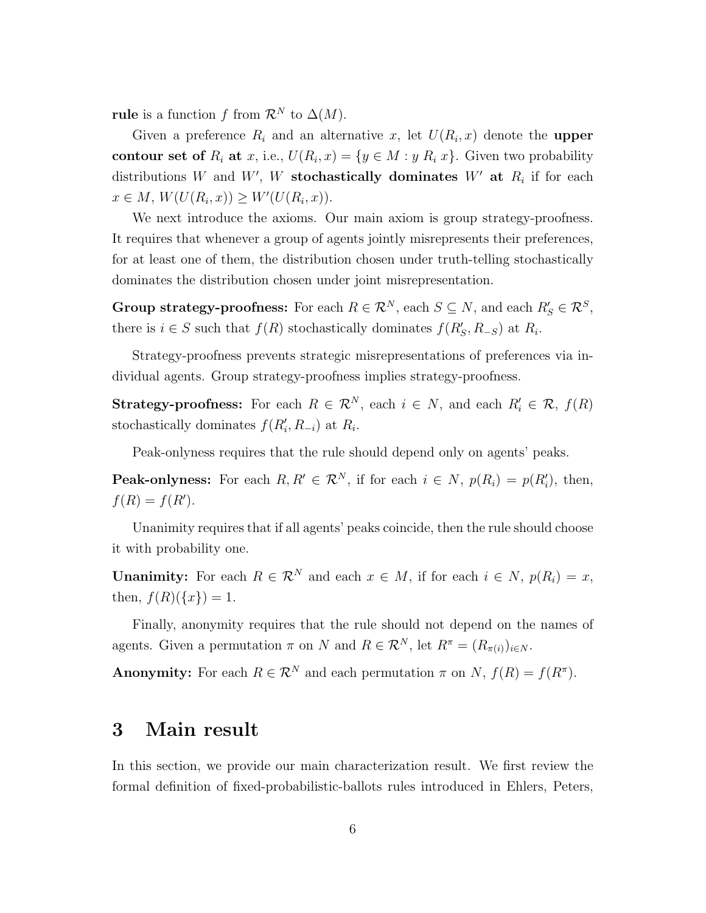**rule** is a function $f$ from $\mathcal{R}^N$ to $\Delta(M)$.

Given a preference $R_i$ and an alternative $x$, let $U(R_i, x)$ denote the **upper contour set of** $R_i$ **at** $x$, i.e., $U(R_i, x) = \{y \in M : y \; R_i \; x\}$. Given two probability distributions $W$ and $W'$, $W$ **stochastically dominates** $W'$ **at** $R_i$ if for each $x \in M$, $W(U(R_i, x)) \geq W'(U(R_i, x))$.

We next introduce the axioms. Our main axiom is group strategy-proofness. It requires that whenever a group of agents jointly misrepresents their preferences, for at least one of them, the distribution chosen under truth-telling stochastically dominates the distribution chosen under joint misrepresentation.

**Group strategy-proofness:** For each $R \in \mathcal{R}^N$, each $S \subseteq N$, and each $R'_S \in \mathcal{R}^S$, there is $i \in S$ such that $f(R)$ stochastically dominates $f(R'_S, R_{-S})$ at $R_i$.

Strategy-proofness prevents strategic misrepresentations of preferences via individual agents. Group strategy-proofness implies strategy-proofness.

**Strategy-proofness:** For each $R \in \mathcal{R}^N$, each $i \in N$, and each $R'_i \in \mathcal{R}$, $f(R)$ stochastically dominates $f(R'_i, R_{-i})$ at $R_i$.

Peak-onlyness requires that the rule should depend only on agents' peaks.

**Peak-onlyness:** For each $R, R' \in \mathcal{R}^N$, if for each $i \in N$, $p(R_i) = p(R'_i)$, then, $f(R) = f(R')$.

Unanimity requires that if all agents' peaks coincide, then the rule should choose it with probability one.

**Unanimity:** For each $R \in \mathcal{R}^N$ and each $x \in M$, if for each $i \in N$, $p(R_i) = x$, then, $f(R)(\{x\}) = 1$.

Finally, anonymity requires that the rule should not depend on the names of agents. Given a permutation $\pi$ on $N$ and $R \in \mathcal{R}^N$, let $R^\pi = (R_{\pi(i)})_{i \in N}$.

**Anonymity:** For each $R \in \mathcal{R}^N$ and each permutation $\pi$ on $N$, $f(R) = f(R^\pi)$.

# 3 Main result

In this section, we provide our main characterization result. We first review the formal definition of fixed-probabilistic-ballots rules introduced in Ehlers, Peters,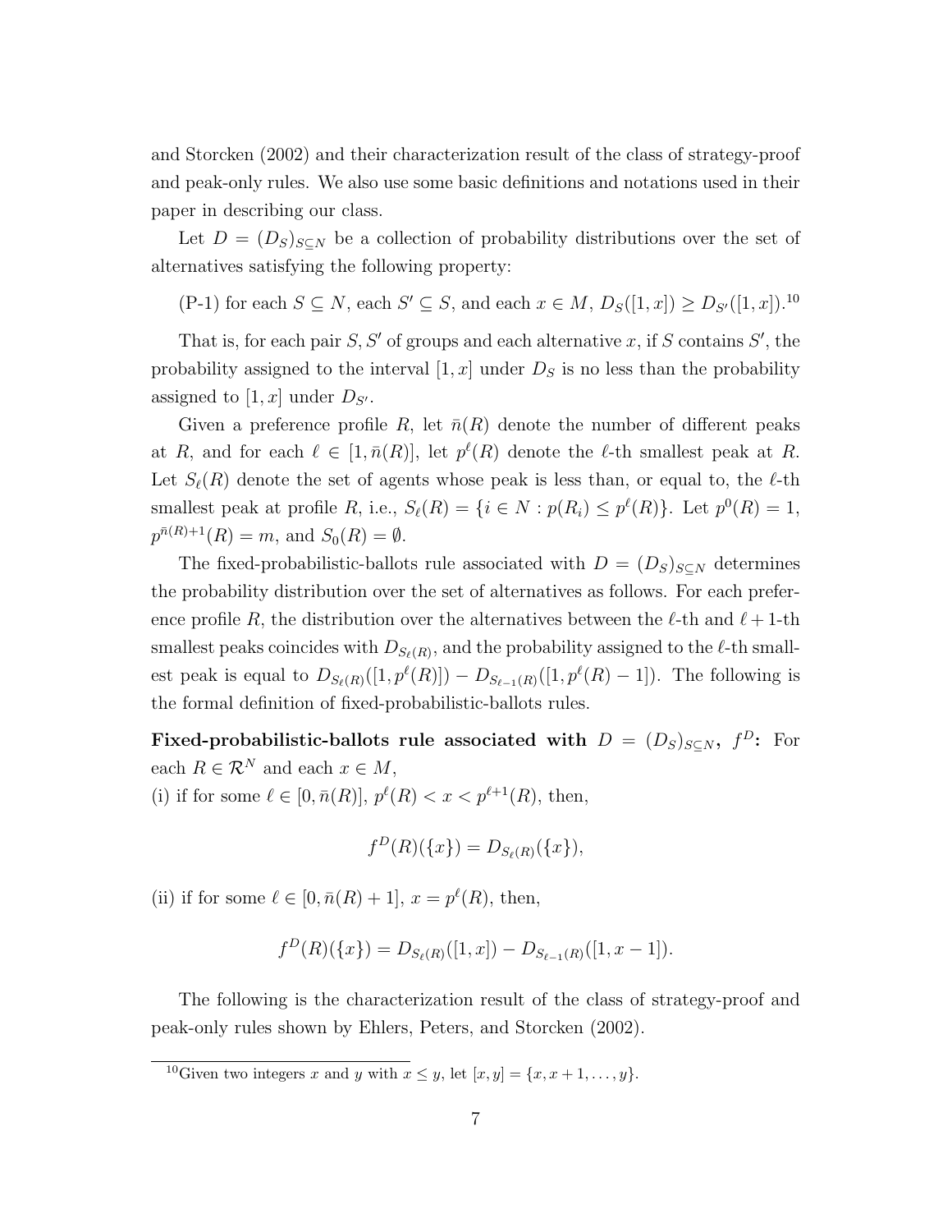and Storcken (2002) and their characterization result of the class of strategy-proof and peak-only rules. We also use some basic definitions and notations used in their paper in describing our class.

Let $D = (D_S)_{S \subseteq N}$ be a collection of probability distributions over the set of alternatives satisfying the following property:

(P-1) for each $S \subseteq N$, each $S' \subseteq S$, and each $x \in M$, $D_S([1, x]) \geq D_{S'}([1, x])$.[10]

That is, for each pair $S, S'$ of groups and each alternative $x$, if $S$ contains $S'$, the probability assigned to the interval $[1, x]$ under $D_S$ is no less than the probability assigned to $[1, x]$ under $D_{S'}$.

Given a preference profile $R$, let $\bar{n}(R)$ denote the number of different peaks at $R$, and for each $\ell \in [1, \bar{n}(R)]$, let $p^\ell(R)$ denote the $\ell$-th smallest peak at $R$. Let $S_\ell(R)$ denote the set of agents whose peak is less than, or equal to, the $\ell$-th smallest peak at profile $R$, i.e., $S_\ell(R) = \{i \in N : p(R_i) \leq p^\ell(R)\}$. Let $p^0(R) = 1$, $p^{\bar{n}(R)+1}(R) = m$, and $S_0(R) = \emptyset$.

The fixed-probabilistic-ballots rule associated with $D = (D_S)_{S \subseteq N}$ determines the probability distribution over the set of alternatives as follows. For each preference profile $R$, the distribution over the alternatives between the $\ell$-th and $\ell+1$-th smallest peaks coincides with $D_{S_\ell(R)}$, and the probability assigned to the $\ell$-th smallest peak is equal to $D_{S_\ell(R)}([1, p^\ell(R)]) - D_{S_{\ell-1}(R)}([1, p^\ell(R) - 1])$. The following is the formal definition of fixed-probabilistic-ballots rules.

**Fixed-probabilistic-ballots rule associated with $D = (D_S)_{S \subseteq N}$, $f^D$:** For each $R \in \mathcal{R}^N$ and each $x \in M$,

(i) if for some $\ell \in [0, \bar{n}(R)]$, $p^\ell(R) < x < p^{\ell+1}(R)$, then,

$$f^D(R)(\{x\}) = D_{S_\ell(R)}(\{x\}),$$

(ii) if for some $\ell \in [0, \bar{n}(R) + 1]$, $x = p^\ell(R)$, then,

$$f^D(R)(\{x\}) = D_{S_\ell(R)}([1, x]) - D_{S_{\ell-1}(R)}([1, x - 1]).$$

The following is the characterization result of the class of strategy-proof and peak-only rules shown by Ehlers, Peters, and Storcken (2002).

[10] Given two integers $x$ and $y$ with $x \leq y$, let $[x, y] = \{x, x + 1, \ldots, y\}$.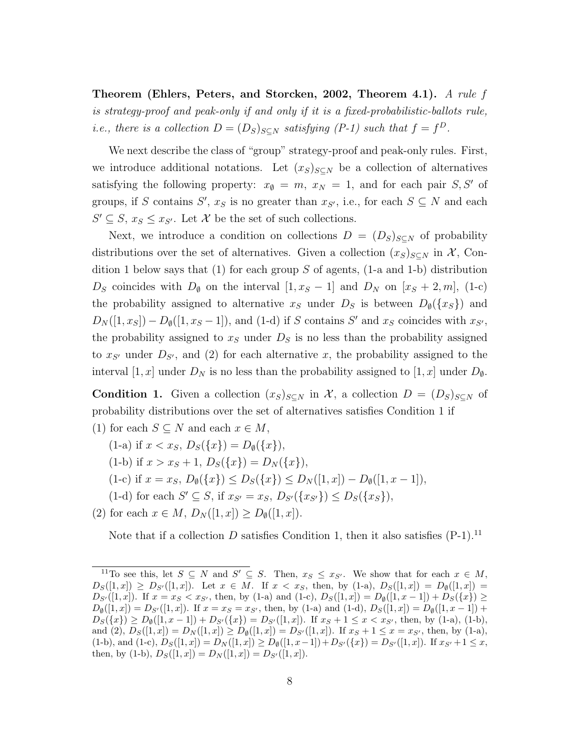**Theorem (Ehlers, Peters, and Storcken, 2002, Theorem 4.1).** *A rule $f$ is strategy-proof and peak-only if and only if it is a fixed-probabilistic-ballots rule, i.e., there is a collection $D = (D_S)_{S \subseteq N}$ satisfying (P-1) such that $f = f^D$.*

We next describe the class of "group" strategy-proof and peak-only rules. First, we introduce additional notations. Let $(x_S)_{S \subseteq N}$ be a collection of alternatives satisfying the following property: $x_\emptyset = m$, $x_N = 1$, and for each pair $S, S'$ of groups, if $S$ contains $S'$, $x_S$ is no greater than $x_{S'}$, i.e., for each $S \subseteq N$ and each $S' \subseteq S$, $x_S \leq x_{S'}$. Let $\mathcal{X}$ be the set of such collections.

Next, we introduce a condition on collections $D = (D_S)_{S \subseteq N}$ of probability distributions over the set of alternatives. Given a collection $(x_S)_{S \subseteq N}$ in $\mathcal{X}$, Condition 1 below says that (1) for each group $S$ of agents, (1-a and 1-b) distribution $D_S$ coincides with $D_\emptyset$ on the interval $[1, x_S - 1]$ and $D_N$ on $[x_S + 2, m]$, (1-c) the probability assigned to alternative $x_S$ under $D_S$ is between $D_\emptyset(\{x_S\})$ and $D_N([1, x_S]) - D_\emptyset([1, x_S - 1])$, and (1-d) if $S$ contains $S'$ and $x_S$ coincides with $x_{S'}$, the probability assigned to $x_S$ under $D_S$ is no less than the probability assigned to $x_{S'}$ under $D_{S'}$, and (2) for each alternative $x$, the probability assigned to the interval $[1, x]$ under $D_N$ is no less than the probability assigned to $[1, x]$ under $D_\emptyset$.

**Condition 1.** Given a collection $(x_S)_{S \subseteq N}$ in $\mathcal{X}$, a collection $D = (D_S)_{S \subseteq N}$ of probability distributions over the set of alternatives satisfies Condition 1 if

(1) for each $S \subseteq N$ and each $x \in M$,

  (1-a) if $x < x_S$, $D_S(\{x\}) = D_\emptyset(\{x\})$,

  (1-b) if $x > x_S + 1$, $D_S(\{x\}) = D_N(\{x\})$,

  (1-c) if $x = x_S$, $D_\emptyset(\{x\}) \leq D_S(\{x\}) \leq D_N([1, x]) - D_\emptyset([1, x - 1])$,

  (1-d) for each $S' \subseteq S$, if $x_{S'} = x_S$, $D_{S'}(\{x_{S'}\}) \leq D_S(\{x_S\})$,

(2) for each $x \in M$, $D_N([1, x]) \geq D_\emptyset([1, x])$.

Note that if a collection $D$ satisfies Condition 1, then it also satisfies (P-1).[11]

---

[11] To see this, let $S \subseteq N$ and $S' \subseteq S$. Then, $x_S \leq x_{S'}$. We show that for each $x \in M$, $D_S([1, x]) \geq D_{S'}([1, x])$. Let $x \in M$. If $x < x_S$, then, by (1-a), $D_S([1, x]) = D_\emptyset([1, x]) = D_{S'}([1, x])$. If $x = x_S < x_{S'}$, then, by (1-a) and (1-c), $D_S([1, x]) = D_\emptyset([1, x-1]) + D_S(\{x\}) \geq D_\emptyset([1, x]) = D_{S'}([1, x])$. If $x = x_S = x_{S'}$, then, by (1-a) and (1-d), $D_S([1, x]) = D_\emptyset([1, x - 1]) + D_S(\{x\}) \geq D_\emptyset([1, x - 1]) + D_{S'}(\{x\}) = D_{S'}([1, x])$. If $x_S + 1 \leq x < x_{S'}$, then, by (1-a), (1-b), and (2), $D_S([1, x]) = D_N([1, x]) \geq D_\emptyset([1, x]) = D_{S'}([1, x])$. If $x_S + 1 \leq x = x_{S'}$, then, by (1-a), (1-b), and (1-c), $D_S([1, x]) = D_N([1, x]) \geq D_\emptyset([1, x-1]) + D_{S'}(\{x\}) = D_{S'}([1, x])$. If $x_{S'} + 1 \leq x$, then, by (1-b), $D_S([1, x]) = D_N([1, x]) = D_{S'}([1, x])$.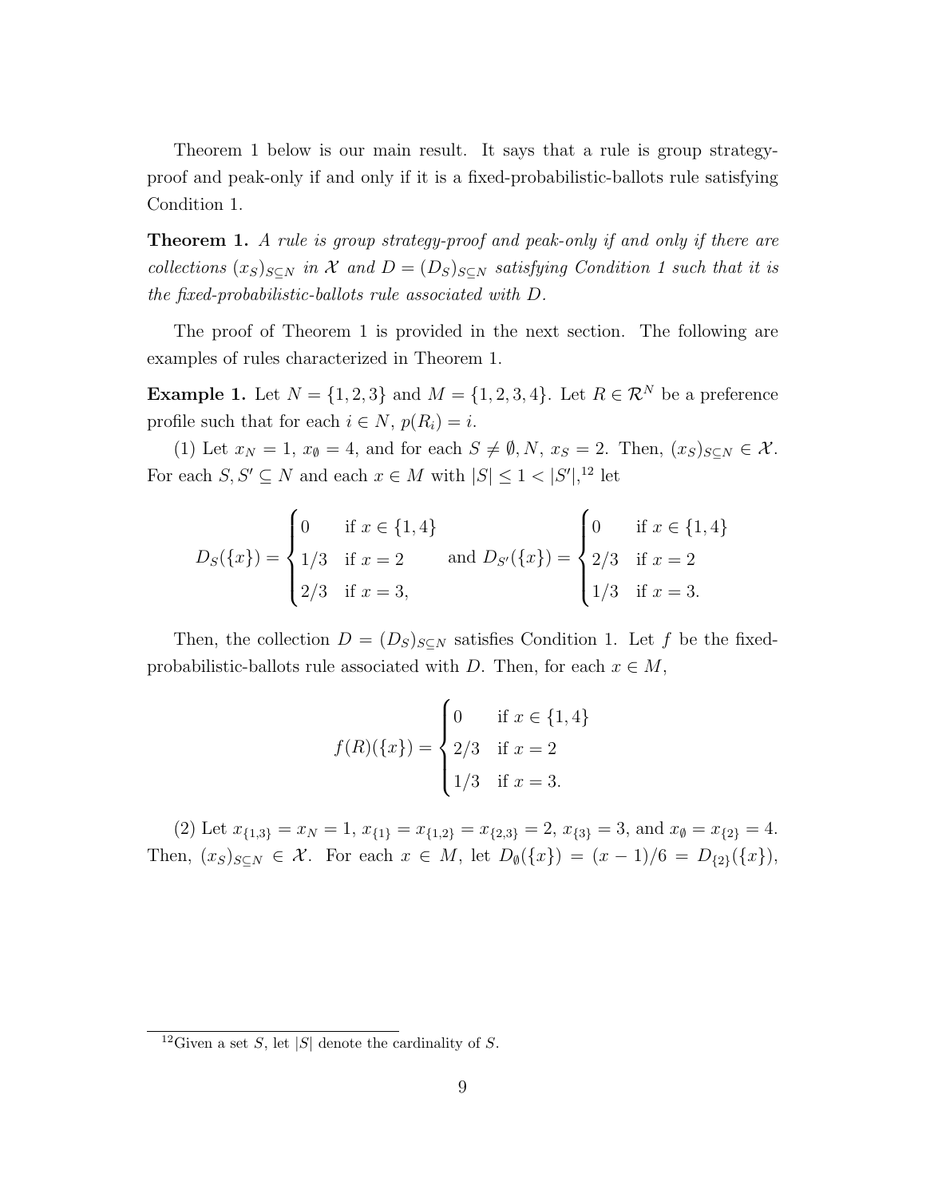Theorem 1 below is our main result. It says that a rule is group strategy-proof and peak-only if and only if it is a fixed-probabilistic-ballots rule satisfying Condition 1.

**Theorem 1.** *A rule is group strategy-proof and peak-only if and only if there are collections $(x_S)_{S \subseteq N}$ in $\mathcal{X}$ and $D = (D_S)_{S \subseteq N}$ satisfying Condition 1 such that it is the fixed-probabilistic-ballots rule associated with $D$.*

The proof of Theorem 1 is provided in the next section. The following are examples of rules characterized in Theorem 1.

**Example 1.** Let $N = \{1, 2, 3\}$ and $M = \{1, 2, 3, 4\}$. Let $R \in \mathcal{R}^N$ be a preference profile such that for each $i \in N$, $p(R_i) = i$.

(1) Let $x_N = 1$, $x_\emptyset = 4$, and for each $S \neq \emptyset, N$, $x_S = 2$. Then, $(x_S)_{S \subseteq N} \in \mathcal{X}$. For each $S, S' \subseteq N$ and each $x \in M$ with $|S| \leq 1 < |S'|$,[12] let

$$D_S(\{x\}) = \begin{cases} 0 & \text{if } x \in \{1, 4\} \\ 1/3 & \text{if } x = 2 \\ 2/3 & \text{if } x = 3, \end{cases} \quad \text{and } D_{S'}(\{x\}) = \begin{cases} 0 & \text{if } x \in \{1, 4\} \\ 2/3 & \text{if } x = 2 \\ 1/3 & \text{if } x = 3. \end{cases}$$

Then, the collection $D = (D_S)_{S \subseteq N}$ satisfies Condition 1. Let $f$ be the fixed-probabilistic-ballots rule associated with $D$. Then, for each $x \in M$,

$$f(R)(\{x\}) = \begin{cases} 0 & \text{if } x \in \{1, 4\} \\ 2/3 & \text{if } x = 2 \\ 1/3 & \text{if } x = 3. \end{cases}$$

(2) Let $x_{\{1,3\}} = x_N = 1$, $x_{\{1\}} = x_{\{1,2\}} = x_{\{2,3\}} = 2$, $x_{\{3\}} = 3$, and $x_\emptyset = x_{\{2\}} = 4$. Then, $(x_S)_{S \subseteq N} \in \mathcal{X}$. For each $x \in M$, let $D_\emptyset(\{x\}) = (x - 1)/6 = D_{\{2\}}(\{x\})$,

[12] Given a set $S$, let $|S|$ denote the cardinality of $S$.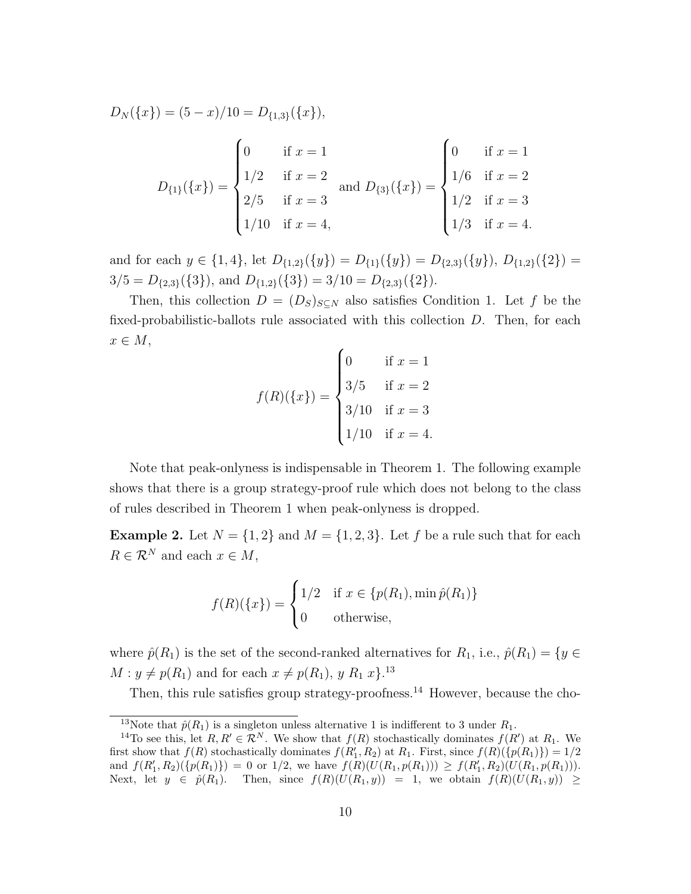$D_N(\{x\}) = (5-x)/10 = D_{\{1,3\}}(\{x\})$,

$$D_{\{1\}}(\{x\}) = \begin{cases} 0 & \text{if } x = 1 \\ 1/2 & \text{if } x = 2 \\ 2/5 & \text{if } x = 3 \\ 1/10 & \text{if } x = 4, \end{cases} \text{ and } D_{\{3\}}(\{x\}) = \begin{cases} 0 & \text{if } x = 1 \\ 1/6 & \text{if } x = 2 \\ 1/2 & \text{if } x = 3 \\ 1/3 & \text{if } x = 4. \end{cases}$$

and for each $y \in \{1, 4\}$, let $D_{\{1,2\}}(\{y\}) = D_{\{1\}}(\{y\}) = D_{\{2,3\}}(\{y\})$, $D_{\{1,2\}}(\{2\}) = 3/5 = D_{\{2,3\}}(\{3\})$, and $D_{\{1,2\}}(\{3\}) = 3/10 = D_{\{2,3\}}(\{2\})$.

Then, this collection $D = (D_S)_{S \subseteq N}$ also satisfies Condition 1. Let $f$ be the fixed-probabilistic-ballots rule associated with this collection $D$. Then, for each $x \in M$,

$$f(R)(\{x\}) = \begin{cases} 0 & \text{if } x = 1 \\ 3/5 & \text{if } x = 2 \\ 3/10 & \text{if } x = 3 \\ 1/10 & \text{if } x = 4. \end{cases}$$

Note that peak-onlyness is indispensable in Theorem 1. The following example shows that there is a group strategy-proof rule which does not belong to the class of rules described in Theorem 1 when peak-onlyness is dropped.

**Example 2.** Let $N = \{1, 2\}$ and $M = \{1, 2, 3\}$. Let $f$ be a rule such that for each $R \in \mathcal{R}^N$ and each $x \in M$,

$$f(R)(\{x\}) = \begin{cases} 1/2 & \text{if } x \in \{p(R_1), \min \hat{p}(R_1)\} \\ 0 & \text{otherwise,} \end{cases}$$

where $\hat{p}(R_1)$ is the set of the second-ranked alternatives for $R_1$, i.e., $\hat{p}(R_1) = \{y \in M : y \neq p(R_1) \text{ and for each } x \neq p(R_1),\ y \ R_1 \ x\}$.[13]

Then, this rule satisfies group strategy-proofness.[14] However, because the cho-

[13] Note that $\hat{p}(R_1)$ is a singleton unless alternative 1 is indifferent to 3 under $R_1$.

[14] To see this, let $R, R' \in \mathcal{R}^N$. We show that $f(R)$ stochastically dominates $f(R')$ at $R_1$. We first show that $f(R)$ stochastically dominates $f(R'_1, R_2)$ at $R_1$. First, since $f(R)(\{p(R_1)\}) = 1/2$ and $f(R'_1, R_2)(\{p(R_1)\}) = 0$ or $1/2$, we have $f(R)(U(R_1, p(R_1))) \geq f(R'_1, R_2)(U(R_1, p(R_1)))$. Next, let $y \in \hat{p}(R_1)$. Then, since $f(R)(U(R_1, y)) = 1$, we obtain $f(R)(U(R_1, y)) \geq$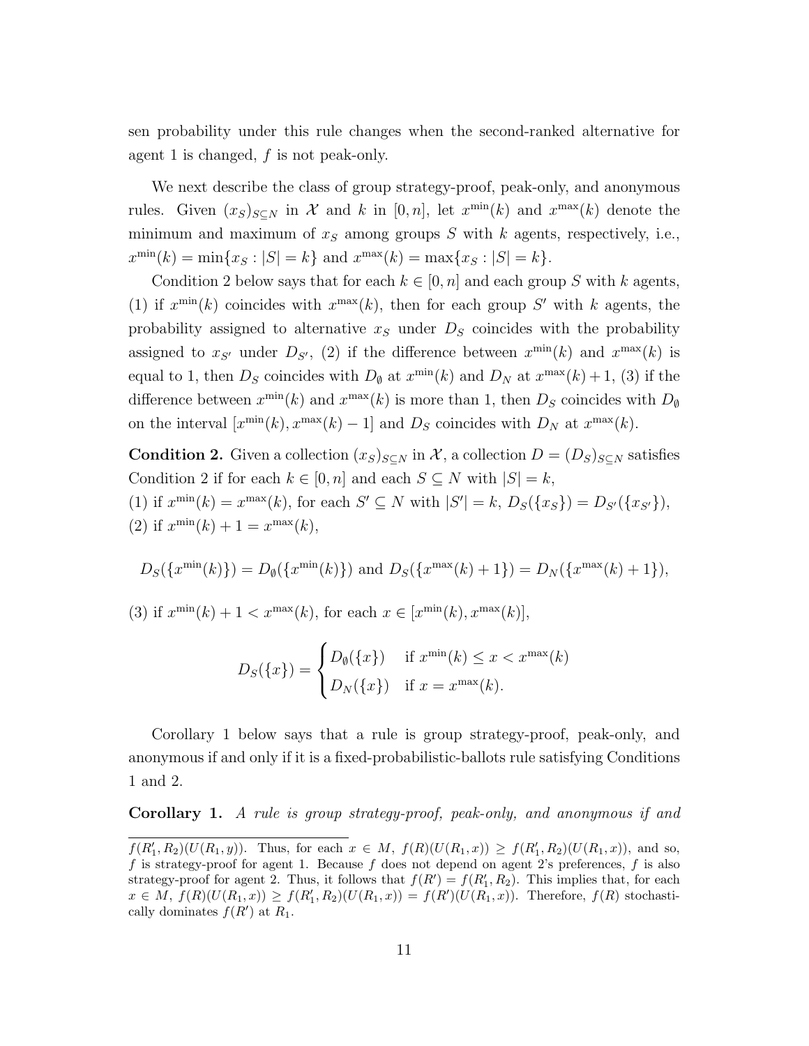sen probability under this rule changes when the second-ranked alternative for agent 1 is changed, $f$ is not peak-only.

We next describe the class of group strategy-proof, peak-only, and anonymous rules. Given $(x_S)_{S \subseteq N}$ in $\mathcal{X}$ and $k$ in $[0, n]$, let $x^{\min}(k)$ and $x^{\max}(k)$ denote the minimum and maximum of $x_S$ among groups $S$ with $k$ agents, respectively, i.e., $x^{\min}(k) = \min\{x_S : |S| = k\}$ and $x^{\max}(k) = \max\{x_S : |S| = k\}$.

Condition 2 below says that for each $k \in [0, n]$ and each group $S$ with $k$ agents, (1) if $x^{\min}(k)$ coincides with $x^{\max}(k)$, then for each group $S'$ with $k$ agents, the probability assigned to alternative $x_S$ under $D_S$ coincides with the probability assigned to $x_{S'}$ under $D_{S'}$, (2) if the difference between $x^{\min}(k)$ and $x^{\max}(k)$ is equal to 1, then $D_S$ coincides with $D_\emptyset$ at $x^{\min}(k)$ and $D_N$ at $x^{\max}(k)+1$, (3) if the difference between $x^{\min}(k)$ and $x^{\max}(k)$ is more than 1, then $D_S$ coincides with $D_\emptyset$ on the interval $[x^{\min}(k), x^{\max}(k) - 1]$ and $D_S$ coincides with $D_N$ at $x^{\max}(k)$.

**Condition 2.** Given a collection $(x_S)_{S \subseteq N}$ in $\mathcal{X}$, a collection $D = (D_S)_{S \subseteq N}$ satisfies Condition 2 if for each $k \in [0, n]$ and each $S \subseteq N$ with $|S| = k$,
(1) if $x^{\min}(k) = x^{\max}(k)$, for each $S' \subseteq N$ with $|S'| = k$, $D_S(\{x_S\}) = D_{S'}(\{x_{S'}\})$,
(2) if $x^{\min}(k) + 1 = x^{\max}(k)$,

$$D_S(\{x^{\min}(k)\}) = D_\emptyset(\{x^{\min}(k)\}) \text{ and } D_S(\{x^{\max}(k)+1\}) = D_N(\{x^{\max}(k)+1\}),$$

(3) if $x^{\min}(k) + 1 < x^{\max}(k)$, for each $x \in [x^{\min}(k), x^{\max}(k)]$,

$$D_S(\{x\}) = \begin{cases} D_\emptyset(\{x\}) & \text{if } x^{\min}(k) \leq x < x^{\max}(k) \\ D_N(\{x\}) & \text{if } x = x^{\max}(k). \end{cases}$$

Corollary 1 below says that a rule is group strategy-proof, peak-only, and anonymous if and only if it is a fixed-probabilistic-ballots rule satisfying Conditions 1 and 2.

**Corollary 1.** *A rule is group strategy-proof, peak-only, and anonymous if and*

---

$f(R_1', R_2)(U(R_1, y))$. Thus, for each $x \in M$, $f(R)(U(R_1, x)) \geq f(R_1', R_2)(U(R_1, x))$, and so, $f$ is strategy-proof for agent 1. Because $f$ does not depend on agent 2's preferences, $f$ is also strategy-proof for agent 2. Thus, it follows that $f(R') = f(R_1', R_2)$. This implies that, for each $x \in M$, $f(R)(U(R_1, x)) \geq f(R_1', R_2)(U(R_1, x)) = f(R')(U(R_1, x))$. Therefore, $f(R)$ stochastically dominates $f(R')$ at $R_1$.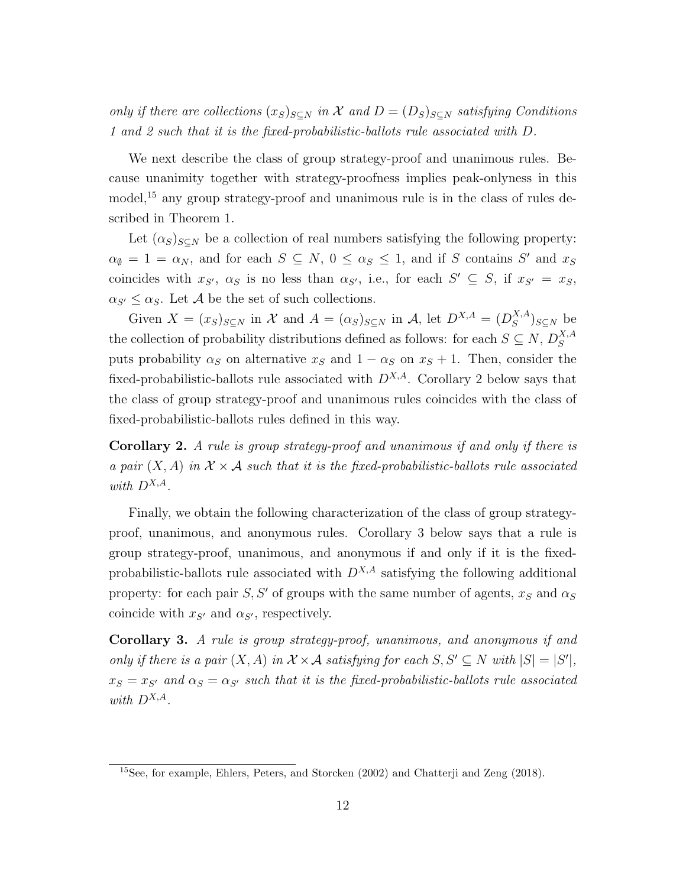*only if there are collections $(x_S)_{S \subseteq N}$ in $\mathcal{X}$ and $D = (D_S)_{S \subseteq N}$ satisfying Conditions 1 and 2 such that it is the fixed-probabilistic-ballots rule associated with $D$.*

We next describe the class of group strategy-proof and unanimous rules. Because unanimity together with strategy-proofness implies peak-onlyness in this model,[15] any group strategy-proof and unanimous rule is in the class of rules described in Theorem 1.

Let $(\alpha_S)_{S \subseteq N}$ be a collection of real numbers satisfying the following property: $\alpha_\emptyset = 1 = \alpha_N$, and for each $S \subseteq N$, $0 \leq \alpha_S \leq 1$, and if $S$ contains $S'$ and $x_S$ coincides with $x_{S'}$, $\alpha_S$ is no less than $\alpha_{S'}$, i.e., for each $S' \subseteq S$, if $x_{S'} = x_S$, $\alpha_{S'} \leq \alpha_S$. Let $\mathcal{A}$ be the set of such collections.

Given $X = (x_S)_{S \subseteq N}$ in $\mathcal{X}$ and $A = (\alpha_S)_{S \subseteq N}$ in $\mathcal{A}$, let $D^{X,A} = (D_S^{X,A})_{S \subseteq N}$ be the collection of probability distributions defined as follows: for each $S \subseteq N$, $D_S^{X,A}$ puts probability $\alpha_S$ on alternative $x_S$ and $1 - \alpha_S$ on $x_S + 1$. Then, consider the fixed-probabilistic-ballots rule associated with $D^{X,A}$. Corollary 2 below says that the class of group strategy-proof and unanimous rules coincides with the class of fixed-probabilistic-ballots rules defined in this way.

**Corollary 2.** *A rule is group strategy-proof and unanimous if and only if there is a pair $(X, A)$ in $\mathcal{X} \times \mathcal{A}$ such that it is the fixed-probabilistic-ballots rule associated with $D^{X,A}$.*

Finally, we obtain the following characterization of the class of group strategy-proof, unanimous, and anonymous rules. Corollary 3 below says that a rule is group strategy-proof, unanimous, and anonymous if and only if it is the fixed-probabilistic-ballots rule associated with $D^{X,A}$ satisfying the following additional property: for each pair $S, S'$ of groups with the same number of agents, $x_S$ and $\alpha_S$ coincide with $x_{S'}$ and $\alpha_{S'}$, respectively.

**Corollary 3.** *A rule is group strategy-proof, unanimous, and anonymous if and only if there is a pair $(X, A)$ in $\mathcal{X} \times \mathcal{A}$ satisfying for each $S, S' \subseteq N$ with $|S| = |S'|$, $x_S = x_{S'}$ and $\alpha_S = \alpha_{S'}$ such that it is the fixed-probabilistic-ballots rule associated with $D^{X,A}$.*

---

[15] See, for example, Ehlers, Peters, and Storcken (2002) and Chatterji and Zeng (2018).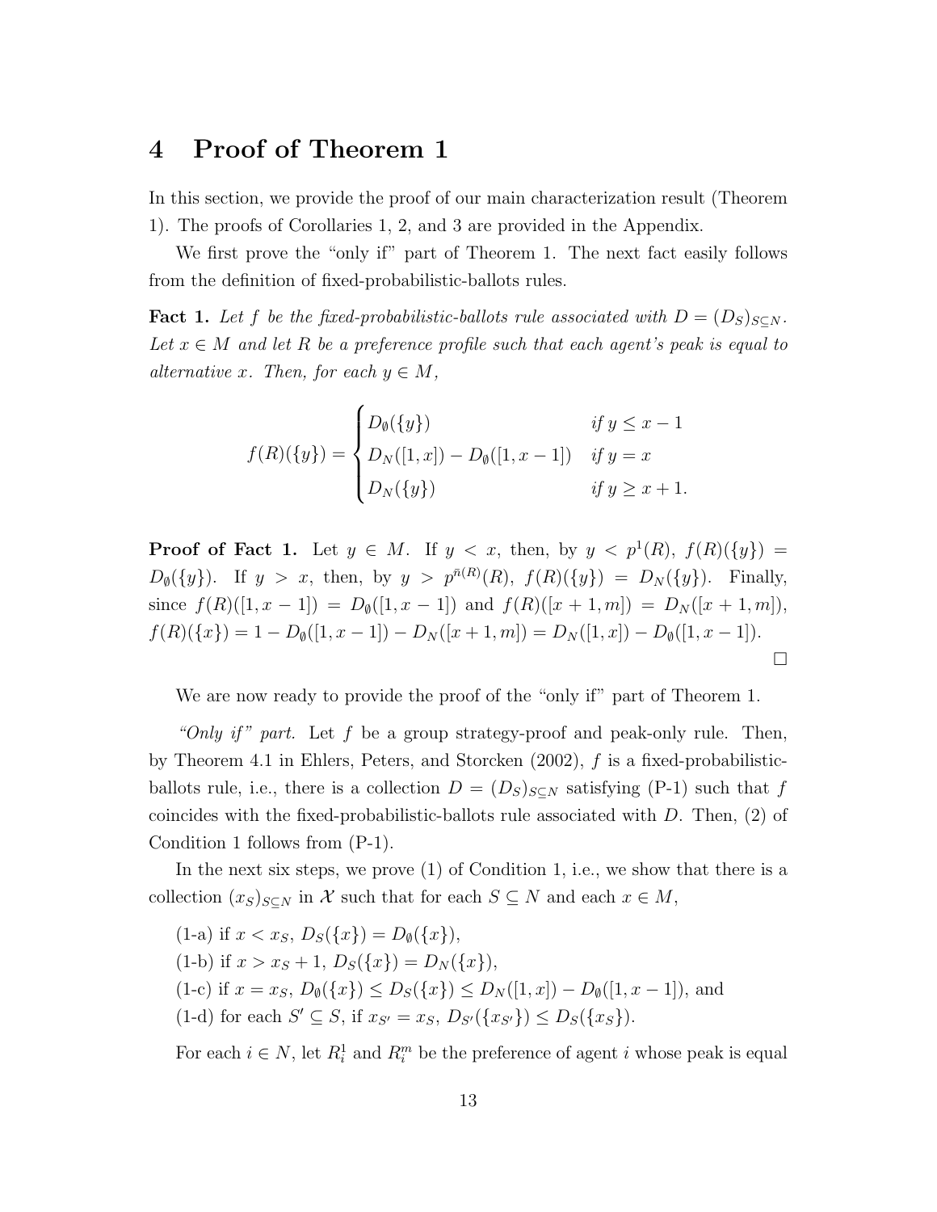# 4 Proof of Theorem 1

In this section, we provide the proof of our main characterization result (Theorem 1). The proofs of Corollaries 1, 2, and 3 are provided in the Appendix.

We first prove the "only if" part of Theorem 1. The next fact easily follows from the definition of fixed-probabilistic-ballots rules.

**Fact 1.** *Let $f$ be the fixed-probabilistic-ballots rule associated with $D = (D_S)_{S \subseteq N}$. Let $x \in M$ and let $R$ be a preference profile such that each agent's peak is equal to alternative $x$. Then, for each $y \in M$,*

$$f(R)(\{y\}) = \begin{cases} D_{\emptyset}(\{y\}) & \text{if } y \leq x-1 \\ D_N([1,x]) - D_{\emptyset}([1,x-1]) & \text{if } y = x \\ D_N(\{y\}) & \text{if } y \geq x+1. \end{cases}$$

**Proof of Fact 1.** Let $y \in M$. If $y < x$, then, by $y < p^1(R)$, $f(R)(\{y\}) = D_{\emptyset}(\{y\})$. If $y > x$, then, by $y > p^{\bar{n}(R)}(R)$, $f(R)(\{y\}) = D_N(\{y\})$. Finally, since $f(R)([1,x-1]) = D_{\emptyset}([1,x-1])$ and $f(R)([x+1,m]) = D_N([x+1,m])$, $f(R)(\{x\}) = 1 - D_{\emptyset}([1,x-1]) - D_N([x+1,m]) = D_N([1,x]) - D_{\emptyset}([1,x-1])$. □

We are now ready to provide the proof of the "only if" part of Theorem 1.

*"Only if" part.* Let $f$ be a group strategy-proof and peak-only rule. Then, by Theorem 4.1 in Ehlers, Peters, and Storcken (2002), $f$ is a fixed-probabilistic-ballots rule, i.e., there is a collection $D = (D_S)_{S \subseteq N}$ satisfying (P-1) such that $f$ coincides with the fixed-probabilistic-ballots rule associated with $D$. Then, (2) of Condition 1 follows from (P-1).

In the next six steps, we prove (1) of Condition 1, i.e., we show that there is a collection $(x_S)_{S \subseteq N}$ in $\mathcal{X}$ such that for each $S \subseteq N$ and each $x \in M$,

(1-a) if $x < x_S$, $D_S(\{x\}) = D_{\emptyset}(\{x\})$,

(1-b) if $x > x_S + 1$, $D_S(\{x\}) = D_N(\{x\})$,

(1-c) if $x = x_S$, $D_{\emptyset}(\{x\}) \leq D_S(\{x\}) \leq D_N([1,x]) - D_{\emptyset}([1,x-1])$, and

(1-d) for each $S' \subseteq S$, if $x_{S'} = x_S$, $D_{S'}(\{x_{S'}\}) \leq D_S(\{x_S\})$.

For each $i \in N$, let $R_i^1$ and $R_i^m$ be the preference of agent $i$ whose peak is equal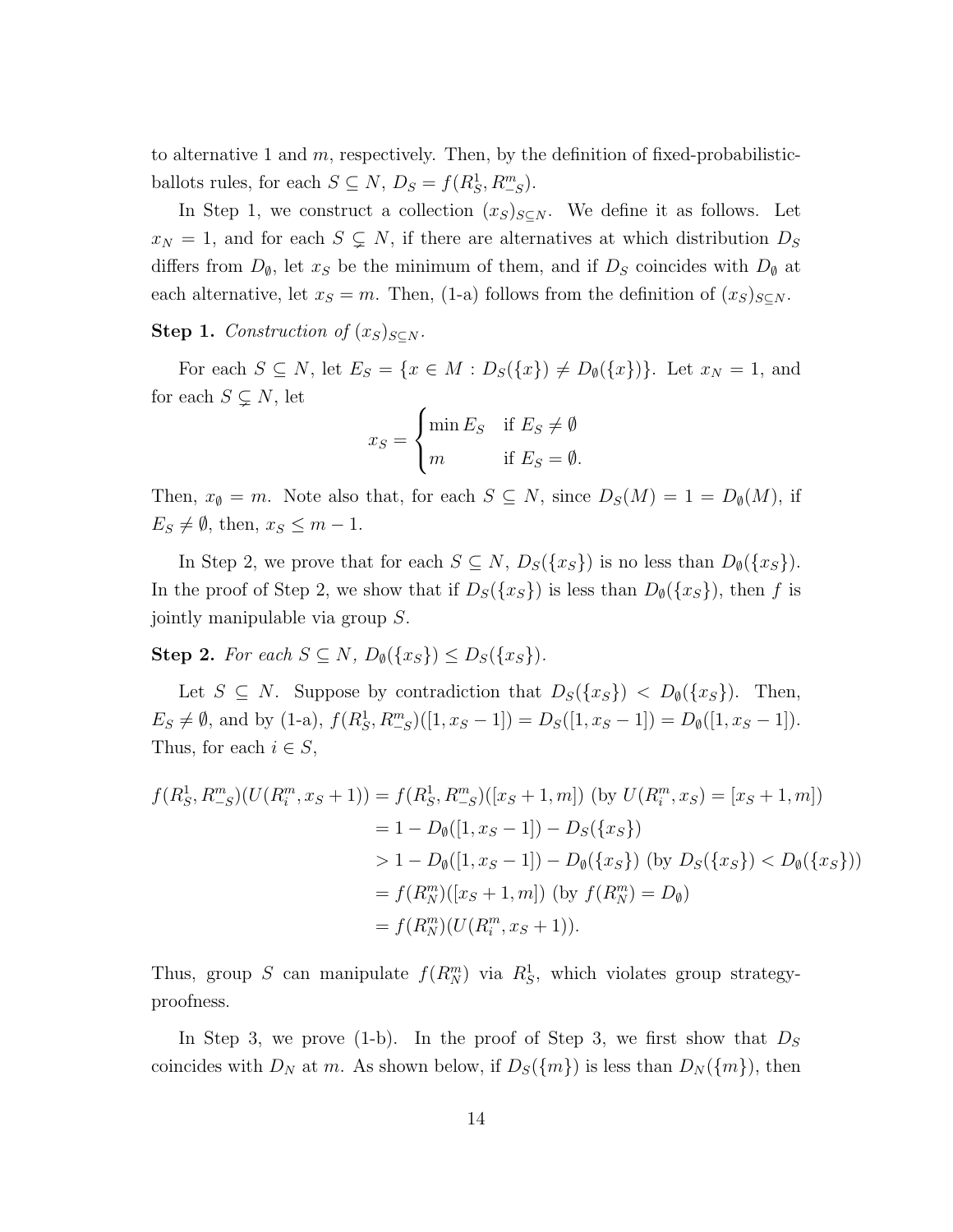to alternative 1 and $m$, respectively. Then, by the definition of fixed-probabilistic-ballots rules, for each $S \subseteq N$, $D_S = f(R^1_S, R^m_{-S})$.

In Step 1, we construct a collection $(x_S)_{S \subseteq N}$. We define it as follows. Let $x_N = 1$, and for each $S \subsetneq N$, if there are alternatives at which distribution $D_S$ differs from $D_\emptyset$, let $x_S$ be the minimum of them, and if $D_S$ coincides with $D_\emptyset$ at each alternative, let $x_S = m$. Then, (1-a) follows from the definition of $(x_S)_{S \subseteq N}$.

**Step 1.** *Construction of* $(x_S)_{S \subseteq N}$.

For each $S \subseteq N$, let $E_S = \{x \in M : D_S(\{x\}) \neq D_\emptyset(\{x\})\}$. Let $x_N = 1$, and for each $S \subsetneq N$, let

$$x_S = \begin{cases} \min E_S & \text{if } E_S \neq \emptyset \\ m & \text{if } E_S = \emptyset. \end{cases}$$

Then, $x_\emptyset = m$. Note also that, for each $S \subseteq N$, since $D_S(M) = 1 = D_\emptyset(M)$, if $E_S \neq \emptyset$, then, $x_S \leq m - 1$.

In Step 2, we prove that for each $S \subseteq N$, $D_S(\{x_S\})$ is no less than $D_\emptyset(\{x_S\})$. In the proof of Step 2, we show that if $D_S(\{x_S\})$ is less than $D_\emptyset(\{x_S\})$, then $f$ is jointly manipulable via group $S$.

**Step 2.** *For each* $S \subseteq N$, $D_\emptyset(\{x_S\}) \leq D_S(\{x_S\})$.

Let $S \subseteq N$. Suppose by contradiction that $D_S(\{x_S\}) < D_\emptyset(\{x_S\})$. Then, $E_S \neq \emptyset$, and by (1-a), $f(R^1_S, R^m_{-S})([1, x_S - 1]) = D_S([1, x_S - 1]) = D_\emptyset([1, x_S - 1])$. Thus, for each $i \in S$,

$$\begin{aligned}
f(R^1_S, R^m_{-S})(U(R^m_i, x_S + 1)) &= f(R^1_S, R^m_{-S})([x_S + 1, m]) \text{ (by } U(R^m_i, x_S) = [x_S + 1, m]) \\
&= 1 - D_\emptyset([1, x_S - 1]) - D_S(\{x_S\}) \\
&> 1 - D_\emptyset([1, x_S - 1]) - D_\emptyset(\{x_S\}) \text{ (by } D_S(\{x_S\}) < D_\emptyset(\{x_S\})) \\
&= f(R^m_N)([x_S + 1, m]) \text{ (by } f(R^m_N) = D_\emptyset) \\
&= f(R^m_N)(U(R^m_i, x_S + 1)).
\end{aligned}$$

Thus, group $S$ can manipulate $f(R^m_N)$ via $R^1_S$, which violates group strategy-proofness.

In Step 3, we prove (1-b). In the proof of Step 3, we first show that $D_S$ coincides with $D_N$ at $m$. As shown below, if $D_S(\{m\})$ is less than $D_N(\{m\})$, then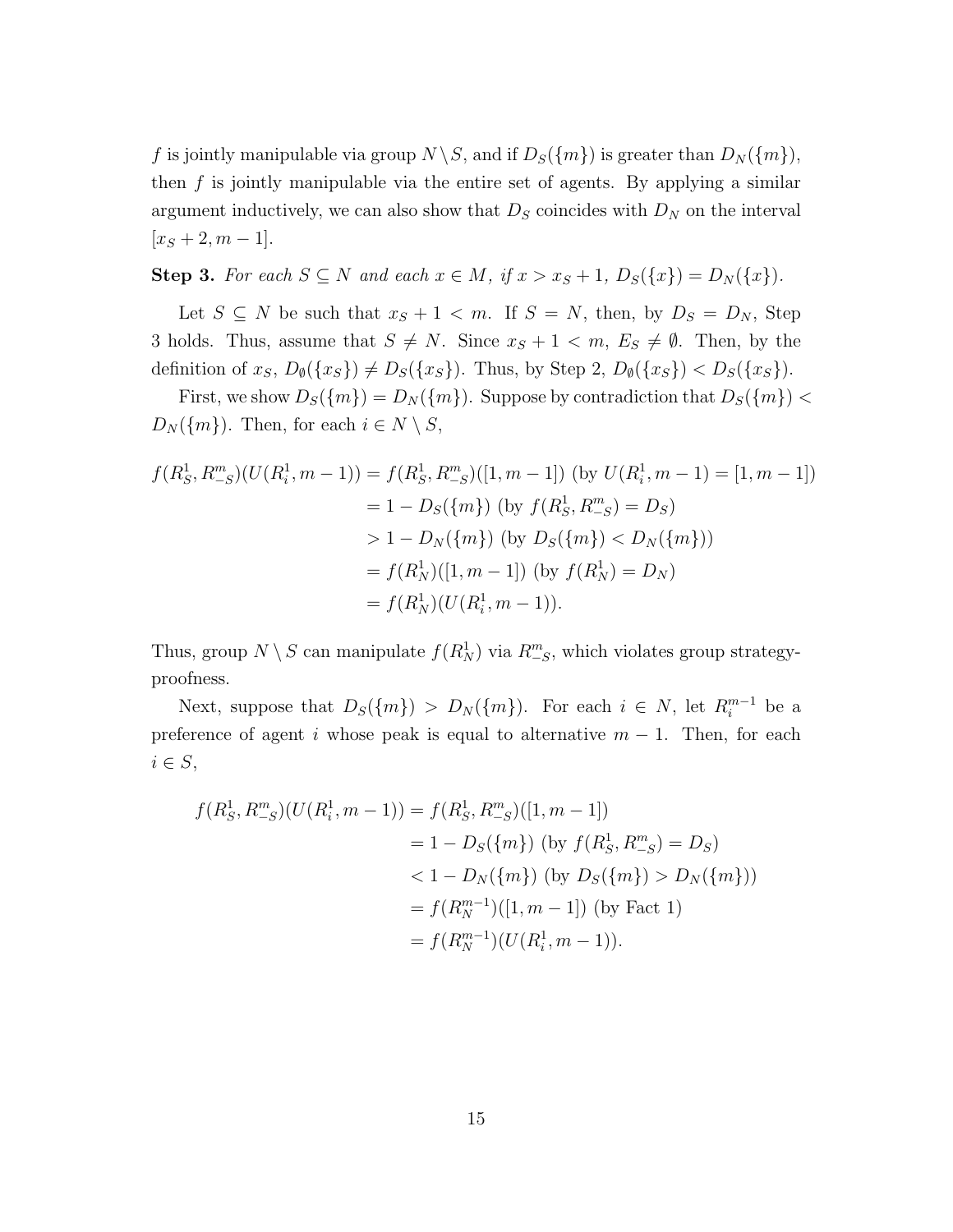$f$ is jointly manipulable via group $N \setminus S$, and if $D_S(\{m\})$ is greater than $D_N(\{m\})$, then $f$ is jointly manipulable via the entire set of agents. By applying a similar argument inductively, we can also show that $D_S$ coincides with $D_N$ on the interval $[x_S + 2, m-1]$.

**Step 3.** *For each $S \subseteq N$ and each $x \in M$, if $x > x_S + 1$, $D_S(\{x\}) = D_N(\{x\})$.*

Let $S \subseteq N$ be such that $x_S + 1 < m$. If $S = N$, then, by $D_S = D_N$, Step 3 holds. Thus, assume that $S \neq N$. Since $x_S + 1 < m$, $E_S \neq \emptyset$. Then, by the definition of $x_S$, $D_\emptyset(\{x_S\}) \neq D_S(\{x_S\})$. Thus, by Step 2, $D_\emptyset(\{x_S\}) < D_S(\{x_S\})$.

First, we show $D_S(\{m\}) = D_N(\{m\})$. Suppose by contradiction that $D_S(\{m\}) < D_N(\{m\})$. Then, for each $i \in N \setminus S$,

$$
\begin{aligned}
f(R^1_S, R^m_{-S})(U(R^1_i, m-1)) &= f(R^1_S, R^m_{-S})([1, m-1]) \text{ (by } U(R^1_i, m-1) = [1, m-1]) \\
&= 1 - D_S(\{m\}) \text{ (by } f(R^1_S, R^m_{-S}) = D_S) \\
&> 1 - D_N(\{m\}) \text{ (by } D_S(\{m\}) < D_N(\{m\})) \\
&= f(R^1_N)([1, m-1]) \text{ (by } f(R^1_N) = D_N) \\
&= f(R^1_N)(U(R^1_i, m-1)).
\end{aligned}
$$

Thus, group $N \setminus S$ can manipulate $f(R^1_N)$ via $R^m_{-S}$, which violates group strategy-proofness.

Next, suppose that $D_S(\{m\}) > D_N(\{m\})$. For each $i \in N$, let $R^{m-1}_i$ be a preference of agent $i$ whose peak is equal to alternative $m-1$. Then, for each $i \in S$,

$$
\begin{aligned}
f(R^1_S, R^m_{-S})(U(R^1_i, m-1)) &= f(R^1_S, R^m_{-S})([1, m-1]) \\
&= 1 - D_S(\{m\}) \text{ (by } f(R^1_S, R^m_{-S}) = D_S) \\
&< 1 - D_N(\{m\}) \text{ (by } D_S(\{m\}) > D_N(\{m\})) \\
&= f(R^{m-1}_N)([1, m-1]) \text{ (by Fact 1)} \\
&= f(R^{m-1}_N)(U(R^1_i, m-1)).
\end{aligned}
$$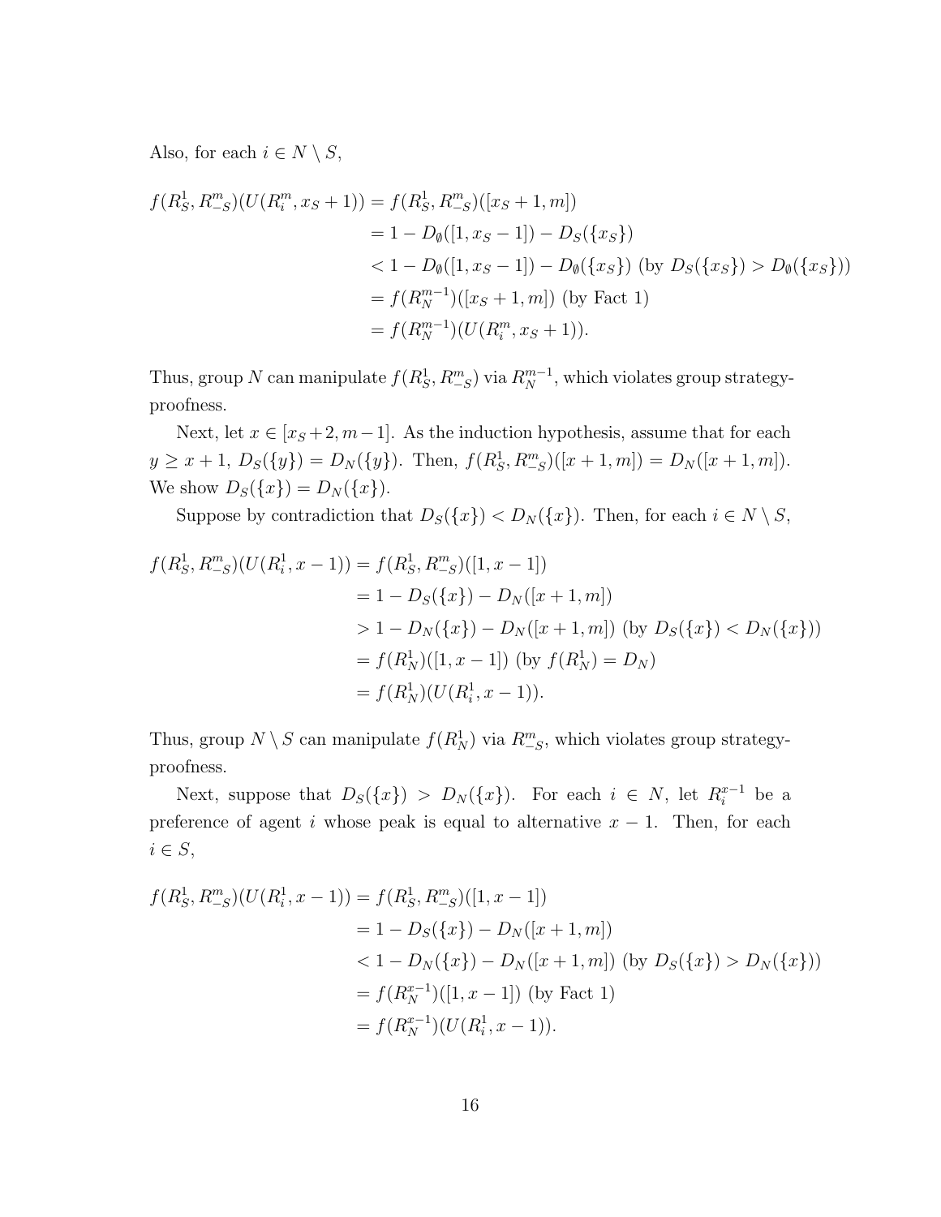Also, for each $i \in N \setminus S$,

$$
\begin{aligned}
f(R^1_S, R^m_{-S})(U(R^m_i, x_S + 1)) &= f(R^1_S, R^m_{-S})([x_S + 1, m]) \\
&= 1 - D_\emptyset([1, x_S - 1]) - D_S(\{x_S\}) \\
&< 1 - D_\emptyset([1, x_S - 1]) - D_\emptyset(\{x_S\}) \text{ (by } D_S(\{x_S\}) > D_\emptyset(\{x_S\})) \\
&= f(R^{m-1}_N)([x_S + 1, m]) \text{ (by Fact 1)} \\
&= f(R^{m-1}_N)(U(R^m_i, x_S + 1)).
\end{aligned}
$$

Thus, group $N$ can manipulate $f(R^1_S, R^m_{-S})$ via $R^{m-1}_N$, which violates group strategy-proofness.

Next, let $x \in [x_S + 2, m-1]$. As the induction hypothesis, assume that for each $y \geq x+1$, $D_S(\{y\}) = D_N(\{y\})$. Then, $f(R^1_S, R^m_{-S})([x+1, m]) = D_N([x+1, m])$. We show $D_S(\{x\}) = D_N(\{x\})$.

Suppose by contradiction that $D_S(\{x\}) < D_N(\{x\})$. Then, for each $i \in N \setminus S$,

$$
\begin{aligned}
f(R^1_S, R^m_{-S})(U(R^1_i, x - 1)) &= f(R^1_S, R^m_{-S})([1, x - 1]) \\
&= 1 - D_S(\{x\}) - D_N([x + 1, m]) \\
&> 1 - D_N(\{x\}) - D_N([x + 1, m]) \text{ (by } D_S(\{x\}) < D_N(\{x\})) \\
&= f(R^1_N)([1, x - 1]) \text{ (by } f(R^1_N) = D_N) \\
&= f(R^1_N)(U(R^1_i, x - 1)).
\end{aligned}
$$

Thus, group $N \setminus S$ can manipulate $f(R^1_N)$ via $R^m_{-S}$, which violates group strategy-proofness.

Next, suppose that $D_S(\{x\}) > D_N(\{x\})$. For each $i \in N$, let $R^{x-1}_i$ be a preference of agent $i$ whose peak is equal to alternative $x - 1$. Then, for each $i \in S$,

$$
\begin{aligned}
f(R^1_S, R^m_{-S})(U(R^1_i, x - 1)) &= f(R^1_S, R^m_{-S})([1, x - 1]) \\
&= 1 - D_S(\{x\}) - D_N([x + 1, m]) \\
&< 1 - D_N(\{x\}) - D_N([x + 1, m]) \text{ (by } D_S(\{x\}) > D_N(\{x\})) \\
&= f(R^{x-1}_N)([1, x - 1]) \text{ (by Fact 1)} \\
&= f(R^{x-1}_N)(U(R^1_i, x - 1)).
\end{aligned}
$$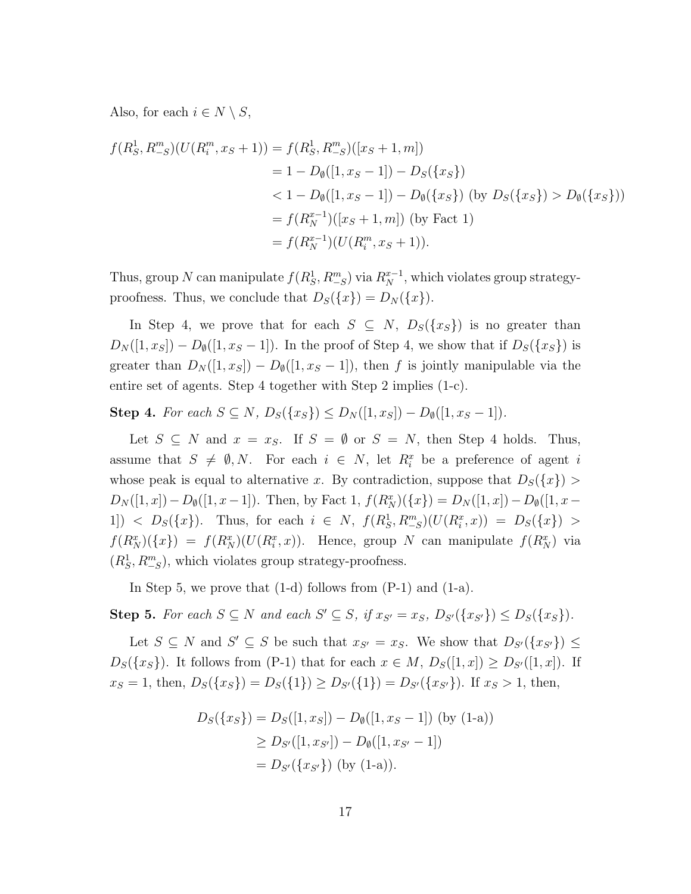Also, for each $i \in N \setminus S$,

$$
\begin{aligned}
f(R^1_S, R^m_{-S})(U(R^m_i, x_S+1)) &= f(R^1_S, R^m_{-S})([x_S+1, m]) \\
&= 1 - D_\emptyset([1, x_S-1]) - D_S(\{x_S\}) \\
&< 1 - D_\emptyset([1, x_S-1]) - D_\emptyset(\{x_S\}) \text{ (by } D_S(\{x_S\}) > D_\emptyset(\{x_S\})) \\
&= f(R^{x-1}_N)([x_S+1, m]) \text{ (by Fact 1)} \\
&= f(R^{x-1}_N)(U(R^m_i, x_S+1)).
\end{aligned}
$$

Thus, group $N$ can manipulate $f(R^1_S, R^m_{-S})$ via $R^{x-1}_N$, which violates group strategy-proofness. Thus, we conclude that $D_S(\{x\}) = D_N(\{x\})$.

In Step 4, we prove that for each $S \subseteq N$, $D_S(\{x_S\})$ is no greater than $D_N([1, x_S]) - D_\emptyset([1, x_S-1])$. In the proof of Step 4, we show that if $D_S(\{x_S\})$ is greater than $D_N([1, x_S]) - D_\emptyset([1, x_S-1])$, then $f$ is jointly manipulable via the entire set of agents. Step 4 together with Step 2 implies (1-c).

**Step 4.** *For each $S \subseteq N$, $D_S(\{x_S\}) \leq D_N([1, x_S]) - D_\emptyset([1, x_S-1])$.*

Let $S \subseteq N$ and $x = x_S$. If $S = \emptyset$ or $S = N$, then Step 4 holds. Thus, assume that $S \neq \emptyset, N$. For each $i \in N$, let $R^x_i$ be a preference of agent $i$ whose peak is equal to alternative $x$. By contradiction, suppose that $D_S(\{x\}) > D_N([1, x]) - D_\emptyset([1, x-1])$. Then, by Fact 1, $f(R^x_N)(\{x\}) = D_N([1, x]) - D_\emptyset([1, x-1]) < D_S(\{x\})$. Thus, for each $i \in N$, $f(R^1_S, R^m_{-S})(U(R^x_i, x)) = D_S(\{x\}) > f(R^x_N)(\{x\}) = f(R^x_N)(U(R^x_i, x))$. Hence, group $N$ can manipulate $f(R^x_N)$ via $(R^1_S, R^m_{-S})$, which violates group strategy-proofness.

In Step 5, we prove that (1-d) follows from (P-1) and (1-a).

**Step 5.** *For each $S \subseteq N$ and each $S' \subseteq S$, if $x_{S'} = x_S$, $D_{S'}(\{x_{S'}\}) \leq D_S(\{x_S\})$.*

Let $S \subseteq N$ and $S' \subseteq S$ be such that $x_{S'} = x_S$. We show that $D_{S'}(\{x_{S'}\}) \leq D_S(\{x_S\})$. It follows from (P-1) that for each $x \in M$, $D_S([1, x]) \geq D_{S'}([1, x])$. If $x_S = 1$, then, $D_S(\{x_S\}) = D_S(\{1\}) \geq D_{S'}(\{1\}) = D_{S'}(\{x_{S'}\})$. If $x_S > 1$, then,

$$
\begin{aligned}
D_S(\{x_S\}) &= D_S([1, x_S]) - D_\emptyset([1, x_S-1]) \text{ (by (1-a))} \\
&\geq D_{S'}([1, x_{S'}]) - D_\emptyset([1, x_{S'}-1]) \\
&= D_{S'}(\{x_{S'}\}) \text{ (by (1-a))}.
\end{aligned}
$$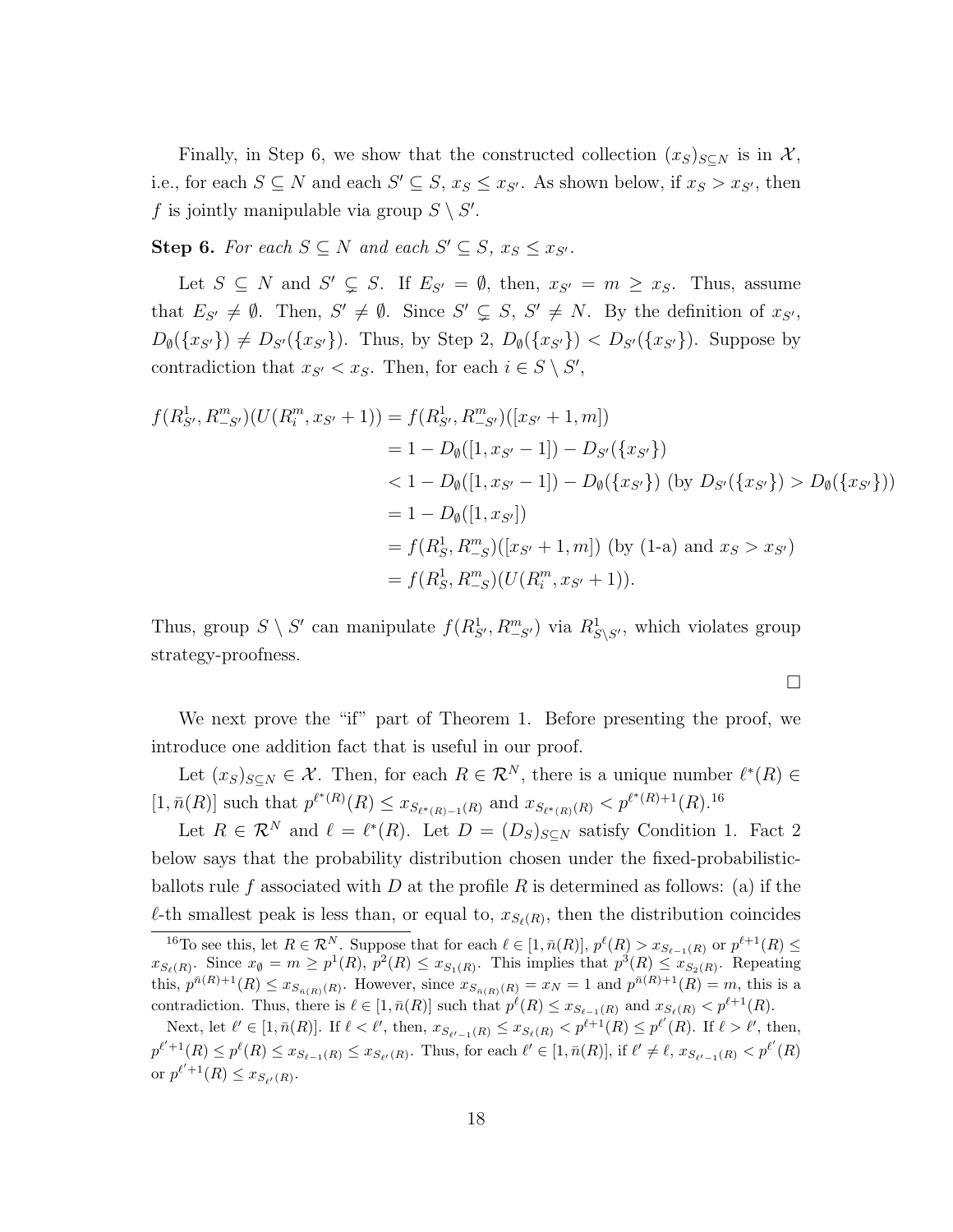Finally, in Step 6, we show that the constructed collection $(x_S)_{S \subseteq N}$ is in $\mathcal{X}$, i.e., for each $S \subseteq N$ and each $S' \subseteq S$, $x_S \leq x_{S'}$. As shown below, if $x_S > x_{S'}$, then $f$ is jointly manipulable via group $S \setminus S'$.

**Step 6.** *For each $S \subseteq N$ and each $S' \subseteq S$, $x_S \leq x_{S'}$.*

Let $S \subseteq N$ and $S' \subsetneq S$. If $E_{S'} = \emptyset$, then, $x_{S'} = m \geq x_S$. Thus, assume that $E_{S'} \neq \emptyset$. Then, $S' \neq \emptyset$. Since $S' \subsetneq S$, $S' \neq N$. By the definition of $x_{S'}$, $D_\emptyset(\{x_{S'}\}) \neq D_{S'}(\{x_{S'}\})$. Thus, by Step 2, $D_\emptyset(\{x_{S'}\}) < D_{S'}(\{x_{S'}\})$. Suppose by contradiction that $x_{S'} < x_S$. Then, for each $i \in S \setminus S'$,

$$
\begin{aligned}
f(R^1_{S'}, R^m_{-S'})(U(R^m_i, x_{S'}+1)) &= f(R^1_{S'}, R^m_{-S'})([x_{S'}+1, m]) \\
&= 1 - D_\emptyset([1, x_{S'}-1]) - D_{S'}(\{x_{S'}\}) \\
&< 1 - D_\emptyset([1, x_{S'}-1]) - D_\emptyset(\{x_{S'}\}) \text{ (by } D_{S'}(\{x_{S'}\}) > D_\emptyset(\{x_{S'}\})) \\
&= 1 - D_\emptyset([1, x_{S'}]) \\
&= f(R^1_S, R^m_{-S})([x_{S'}+1, m]) \text{ (by (1-a) and } x_S > x_{S'}) \\
&= f(R^1_S, R^m_{-S})(U(R^m_i, x_{S'}+1)).
\end{aligned}
$$

Thus, group $S \setminus S'$ can manipulate $f(R^1_{S'}, R^m_{-S'})$ via $R^1_{S \setminus S'}$, which violates group strategy-proofness.

□

We next prove the "if" part of Theorem 1. Before presenting the proof, we introduce one addition fact that is useful in our proof.

Let $(x_S)_{S \subseteq N} \in \mathcal{X}$. Then, for each $R \in \mathcal{R}^N$, there is a unique number $\ell^*(R) \in [1, \bar{n}(R)]$ such that $p^{\ell^*(R)}(R) \leq x_{S_{\ell^*(R)-1}(R)}$ and $x_{S_{\ell^*(R)}(R)} < p^{\ell^*(R)+1}(R)$.[16]

Let $R \in \mathcal{R}^N$ and $\ell = \ell^*(R)$. Let $D = (D_S)_{S \subseteq N}$ satisfy Condition 1. Fact 2 below says that the probability distribution chosen under the fixed-probabilistic-ballots rule $f$ associated with $D$ at the profile $R$ is determined as follows: (a) if the $\ell$-th smallest peak is less than, or equal to, $x_{S_\ell(R)}$, then the distribution coincides

[16]To see this, let $R \in \mathcal{R}^N$. Suppose that for each $\ell \in [1, \bar{n}(R)]$, $p^\ell(R) > x_{S_{\ell-1}(R)}$ or $p^{\ell+1}(R) \leq x_{S_\ell(R)}$. Since $x_\emptyset = m \geq p^1(R)$, $p^2(R) \leq x_{S_1(R)}$. This implies that $p^3(R) \leq x_{S_2(R)}$. Repeating this, $p^{\bar{n}(R)+1}(R) \leq x_{S_{\bar{n}(R)}(R)}$. However, since $x_{S_{\bar{n}(R)}(R)} = x_N = 1$ and $p^{\bar{n}(R)+1}(R) = m$, this is a contradiction. Thus, there is $\ell \in [1, \bar{n}(R)]$ such that $p^\ell(R) \leq x_{S_{\ell-1}(R)}$ and $x_{S_\ell(R)} < p^{\ell+1}(R)$.

Next, let $\ell' \in [1, \bar{n}(R)]$. If $\ell < \ell'$, then, $x_{S_{\ell'-1}(R)} \leq x_{S_\ell(R)} < p^{\ell+1}(R) \leq p^{\ell'}(R)$. If $\ell > \ell'$, then, $p^{\ell'+1}(R) \leq p^\ell(R) \leq x_{S_{\ell-1}(R)} \leq x_{S_{\ell'}(R)}$. Thus, for each $\ell' \in [1, \bar{n}(R)]$, if $\ell' \neq \ell$, $x_{S_{\ell'-1}(R)} < p^{\ell'}(R)$ or $p^{\ell'+1}(R) \leq x_{S_{\ell'}(R)}$.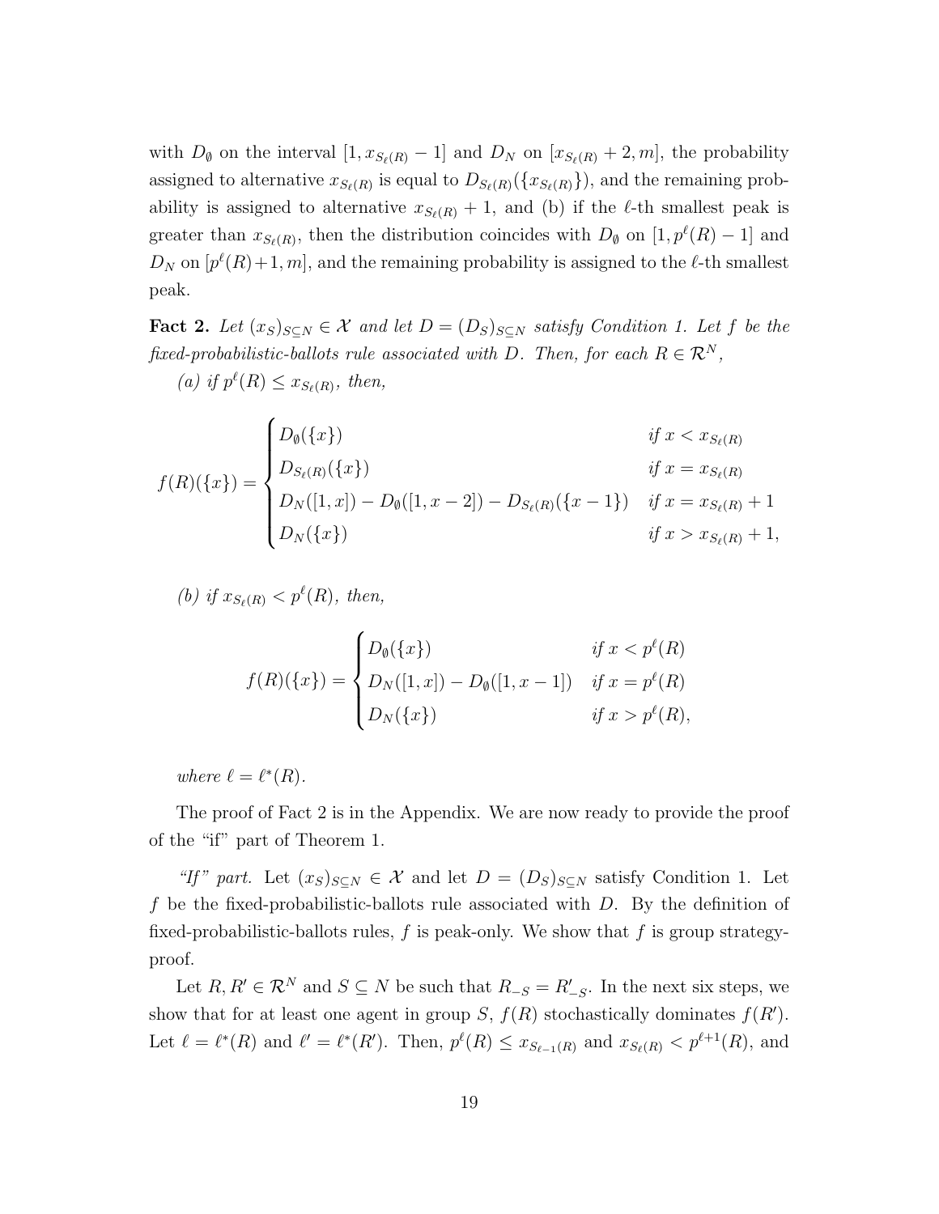with $D_\emptyset$ on the interval $[1, x_{S_\ell(R)} - 1]$ and $D_N$ on $[x_{S_\ell(R)} + 2, m]$, the probability assigned to alternative $x_{S_\ell(R)}$ is equal to $D_{S_\ell(R)}(\{x_{S_\ell(R)}\})$, and the remaining probability is assigned to alternative $x_{S_\ell(R)} + 1$, and (b) if the $\ell$-th smallest peak is greater than $x_{S_\ell(R)}$, then the distribution coincides with $D_\emptyset$ on $[1, p^\ell(R) - 1]$ and $D_N$ on $[p^\ell(R) + 1, m]$, and the remaining probability is assigned to the $\ell$-th smallest peak.

**Fact 2.** *Let $(x_S)_{S \subseteq N} \in \mathcal{X}$ and let $D = (D_S)_{S \subseteq N}$ satisfy Condition 1. Let $f$ be the fixed-probabilistic-ballots rule associated with $D$. Then, for each $R \in \mathcal{R}^N$,*

*(a) if $p^\ell(R) \leq x_{S_\ell(R)}$, then,*

$$f(R)(\{x\}) = \begin{cases} D_\emptyset(\{x\}) & \text{if } x < x_{S_\ell(R)} \\ D_{S_\ell(R)}(\{x\}) & \text{if } x = x_{S_\ell(R)} \\ D_N([1, x]) - D_\emptyset([1, x-2]) - D_{S_\ell(R)}(\{x-1\}) & \text{if } x = x_{S_\ell(R)} + 1 \\ D_N(\{x\}) & \text{if } x > x_{S_\ell(R)} + 1, \end{cases}$$

*(b) if $x_{S_\ell(R)} < p^\ell(R)$, then,*

$$f(R)(\{x\}) = \begin{cases} D_\emptyset(\{x\}) & \text{if } x < p^\ell(R) \\ D_N([1, x]) - D_\emptyset([1, x-1]) & \text{if } x = p^\ell(R) \\ D_N(\{x\}) & \text{if } x > p^\ell(R), \end{cases}$$

*where $\ell = \ell^*(R)$.*

The proof of Fact 2 is in the Appendix. We are now ready to provide the proof of the "if" part of Theorem 1.

*"If" part.* Let $(x_S)_{S \subseteq N} \in \mathcal{X}$ and let $D = (D_S)_{S \subseteq N}$ satisfy Condition 1. Let $f$ be the fixed-probabilistic-ballots rule associated with $D$. By the definition of fixed-probabilistic-ballots rules, $f$ is peak-only. We show that $f$ is group strategy-proof.

Let $R, R' \in \mathcal{R}^N$ and $S \subseteq N$ be such that $R_{-S} = R'_{-S}$. In the next six steps, we show that for at least one agent in group $S$, $f(R)$ stochastically dominates $f(R')$. Let $\ell = \ell^*(R)$ and $\ell' = \ell^*(R')$. Then, $p^\ell(R) \leq x_{S_{\ell-1}(R)}$ and $x_{S_\ell(R)} < p^{\ell+1}(R)$, and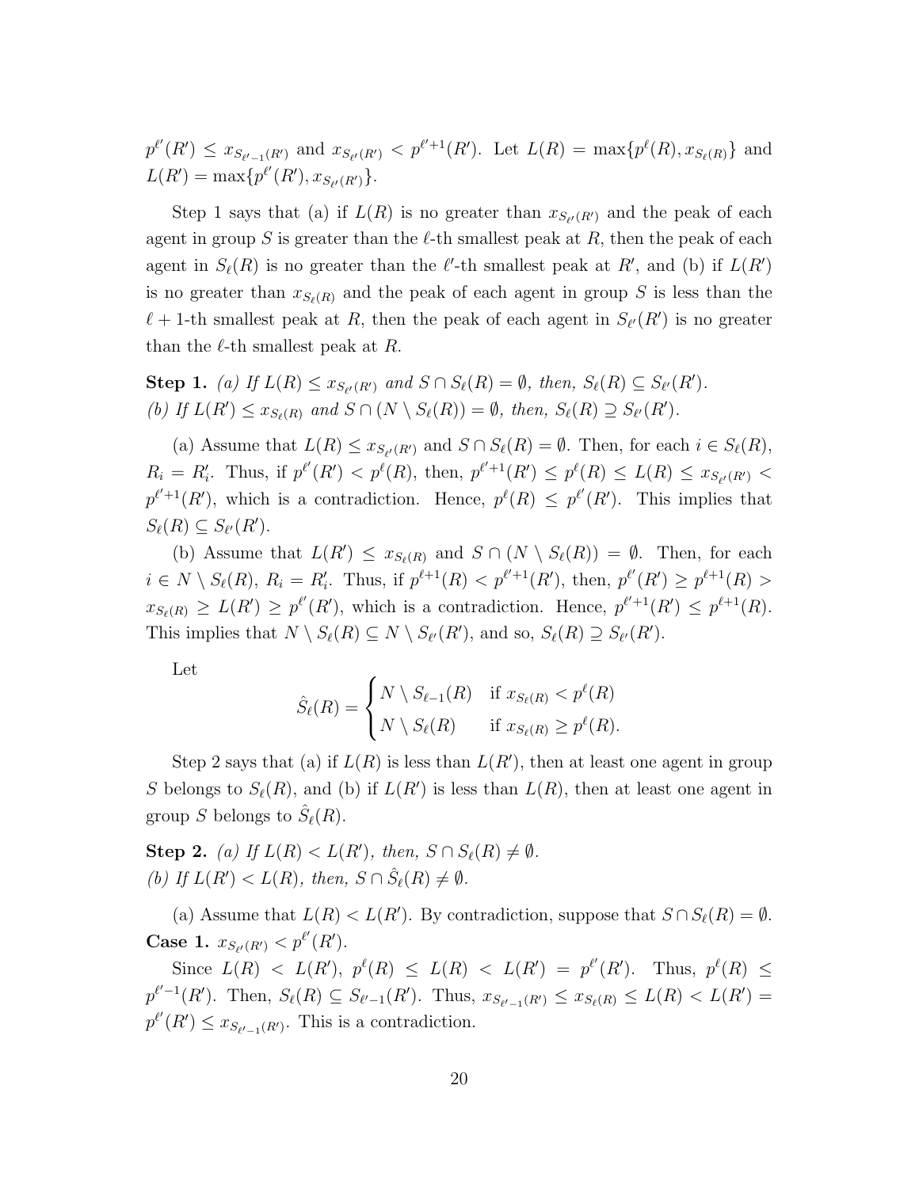$p^{\ell'}(R') \leq x_{S_{\ell'-1}(R')}$ and $x_{S_{\ell'}(R')} < p^{\ell'+1}(R')$. Let $L(R) = \max\{p^{\ell}(R), x_{S_{\ell}(R)}\}$ and $L(R') = \max\{p^{\ell'}(R'), x_{S_{\ell'}(R')}\}$.

Step 1 says that (a) if $L(R)$ is no greater than $x_{S_{\ell'}(R')}$ and the peak of each agent in group $S$ is greater than the $\ell$-th smallest peak at $R$, then the peak of each agent in $S_{\ell}(R)$ is no greater than the $\ell'$-th smallest peak at $R'$, and (b) if $L(R')$ is no greater than $x_{S_{\ell}(R)}$ and the peak of each agent in group $S$ is less than the $\ell+1$-th smallest peak at $R$, then the peak of each agent in $S_{\ell'}(R')$ is no greater than the $\ell$-th smallest peak at $R$.

**Step 1.** *(a) If $L(R) \leq x_{S_{\ell'}(R')}$ and $S \cap S_{\ell}(R) = \emptyset$, then, $S_{\ell}(R) \subseteq S_{\ell'}(R')$.*
*(b) If $L(R') \leq x_{S_{\ell}(R)}$ and $S \cap (N \setminus S_{\ell}(R)) = \emptyset$, then, $S_{\ell}(R) \supseteq S_{\ell'}(R')$.*

(a) Assume that $L(R) \leq x_{S_{\ell'}(R')}$ and $S \cap S_{\ell}(R) = \emptyset$. Then, for each $i \in S_{\ell}(R)$, $R_i = R'_i$. Thus, if $p^{\ell'}(R') < p^{\ell}(R)$, then, $p^{\ell'+1}(R') \leq p^{\ell}(R) \leq L(R) \leq x_{S_{\ell'}(R')} < p^{\ell'+1}(R')$, which is a contradiction. Hence, $p^{\ell}(R) \leq p^{\ell'}(R')$. This implies that $S_{\ell}(R) \subseteq S_{\ell'}(R')$.

(b) Assume that $L(R') \leq x_{S_{\ell}(R)}$ and $S \cap (N \setminus S_{\ell}(R)) = \emptyset$. Then, for each $i \in N \setminus S_{\ell}(R)$, $R_i = R'_i$. Thus, if $p^{\ell+1}(R) < p^{\ell'+1}(R')$, then, $p^{\ell'}(R') \geq p^{\ell+1}(R) > x_{S_{\ell}(R)} \geq L(R') \geq p^{\ell'}(R')$, which is a contradiction. Hence, $p^{\ell'+1}(R') \leq p^{\ell+1}(R)$. This implies that $N \setminus S_{\ell}(R) \subseteq N \setminus S_{\ell'}(R')$, and so, $S_{\ell}(R) \supseteq S_{\ell'}(R')$.

Let

$$\hat{S}_{\ell}(R) = \begin{cases} N \setminus S_{\ell-1}(R) & \text{if } x_{S_{\ell}(R)} < p^{\ell}(R) \\ N \setminus S_{\ell}(R) & \text{if } x_{S_{\ell}(R)} \geq p^{\ell}(R). \end{cases}$$

Step 2 says that (a) if $L(R)$ is less than $L(R')$, then at least one agent in group $S$ belongs to $S_{\ell}(R)$, and (b) if $L(R')$ is less than $L(R)$, then at least one agent in group $S$ belongs to $\hat{S}_{\ell}(R)$.

**Step 2.** *(a) If $L(R) < L(R')$, then, $S \cap S_{\ell}(R) \neq \emptyset$.*
*(b) If $L(R') < L(R)$, then, $S \cap \hat{S}_{\ell}(R) \neq \emptyset$.*

(a) Assume that $L(R) < L(R')$. By contradiction, suppose that $S \cap S_{\ell}(R) = \emptyset$.

**Case 1.** $x_{S_{\ell'}(R')} < p^{\ell'}(R')$.

Since $L(R) < L(R')$, $p^{\ell}(R) \leq L(R) < L(R') = p^{\ell'}(R')$. Thus, $p^{\ell}(R) \leq p^{\ell'-1}(R')$. Then, $S_{\ell}(R) \subseteq S_{\ell'-1}(R')$. Thus, $x_{S_{\ell'-1}(R')} \leq x_{S_{\ell}(R)} \leq L(R) < L(R') = p^{\ell'}(R') \leq x_{S_{\ell'-1}(R')}$. This is a contradiction.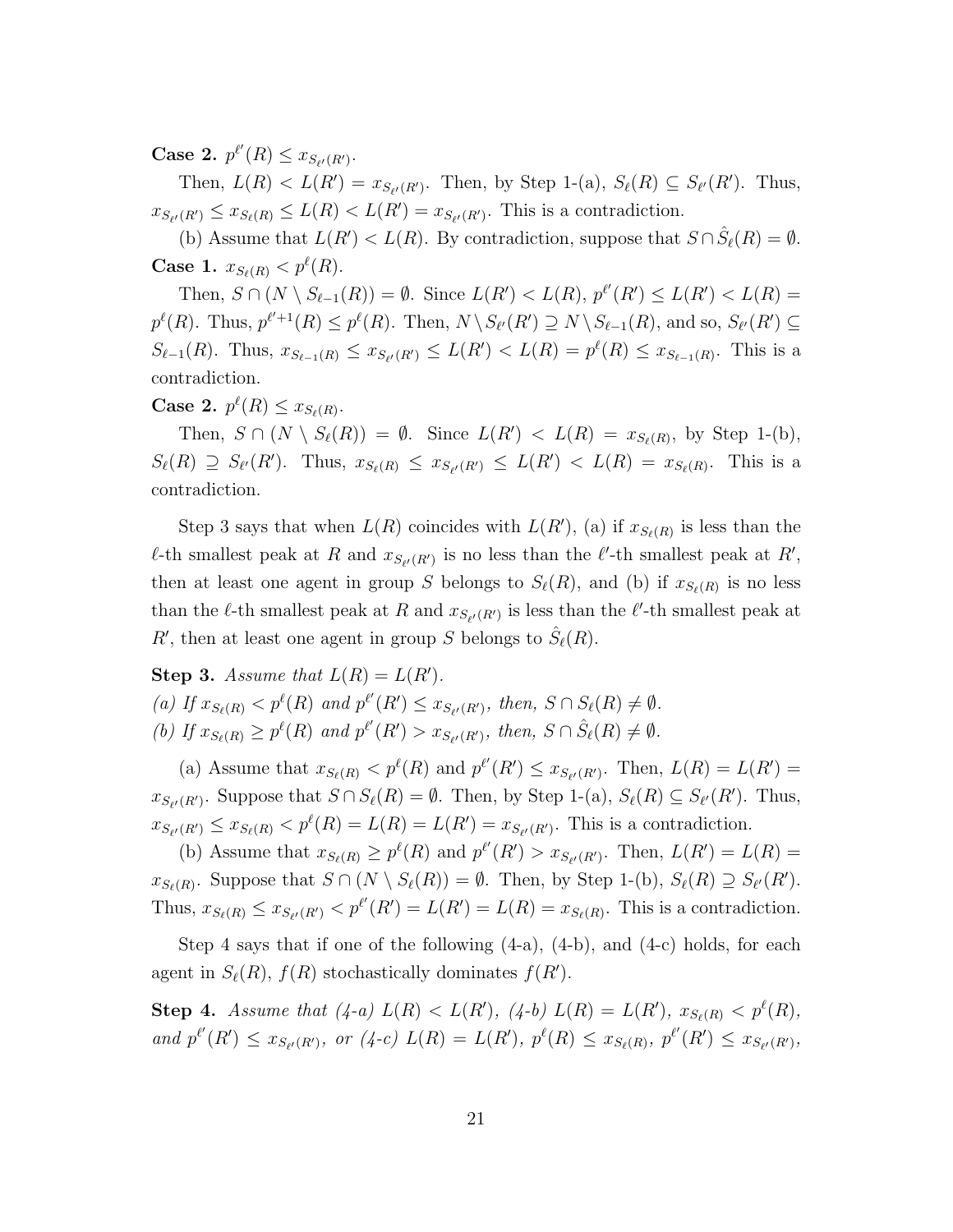**Case 2.** $p^{\ell'}(R) \leq x_{S_{\ell'}(R')}$.

Then, $L(R) < L(R') = x_{S_{\ell'}(R')}$. Then, by Step 1-(a), $S_\ell(R) \subseteq S_{\ell'}(R')$. Thus, $x_{S_{\ell'}(R')} \leq x_{S_\ell(R)} \leq L(R) < L(R') = x_{S_{\ell'}(R')}$. This is a contradiction.

(b) Assume that $L(R') < L(R)$. By contradiction, suppose that $S \cap \hat{S}_\ell(R) = \emptyset$.

**Case 1.** $x_{S_\ell(R)} < p^\ell(R)$.

Then, $S \cap (N \setminus S_{\ell-1}(R)) = \emptyset$. Since $L(R') < L(R)$, $p^{\ell'}(R') \leq L(R') < L(R) = p^\ell(R)$. Thus, $p^{\ell'+1}(R) \leq p^\ell(R)$. Then, $N \setminus S_{\ell'}(R') \supseteq N \setminus S_{\ell-1}(R)$, and so, $S_{\ell'}(R') \subseteq S_{\ell-1}(R)$. Thus, $x_{S_{\ell-1}(R)} \leq x_{S_{\ell'}(R')} \leq L(R') < L(R) = p^\ell(R) \leq x_{S_{\ell-1}(R)}$. This is a contradiction.

**Case 2.** $p^\ell(R) \leq x_{S_\ell(R)}$.

Then, $S \cap (N \setminus S_\ell(R)) = \emptyset$. Since $L(R') < L(R) = x_{S_\ell(R)}$, by Step 1-(b), $S_\ell(R) \supseteq S_{\ell'}(R')$. Thus, $x_{S_\ell(R)} \leq x_{S_{\ell'}(R')} \leq L(R') < L(R) = x_{S_\ell(R)}$. This is a contradiction.

Step 3 says that when $L(R)$ coincides with $L(R')$, (a) if $x_{S_\ell(R)}$ is less than the $\ell$-th smallest peak at $R$ and $x_{S_{\ell'}(R')}$ is no less than the $\ell'$-th smallest peak at $R'$, then at least one agent in group $S$ belongs to $S_\ell(R)$, and (b) if $x_{S_\ell(R)}$ is no less than the $\ell$-th smallest peak at $R$ and $x_{S_{\ell'}(R')}$ is less than the $\ell'$-th smallest peak at $R'$, then at least one agent in group $S$ belongs to $\hat{S}_\ell(R)$.

**Step 3.** *Assume that $L(R) = L(R')$.*
*(a) If $x_{S_\ell(R)} < p^\ell(R)$ and $p^{\ell'}(R') \leq x_{S_{\ell'}(R')}$, then, $S \cap S_\ell(R) \neq \emptyset$.*
*(b) If $x_{S_\ell(R)} \geq p^\ell(R)$ and $p^{\ell'}(R') > x_{S_{\ell'}(R')}$, then, $S \cap \hat{S}_\ell(R) \neq \emptyset$.*

(a) Assume that $x_{S_\ell(R)} < p^\ell(R)$ and $p^{\ell'}(R') \leq x_{S_{\ell'}(R')}$. Then, $L(R) = L(R') = x_{S_{\ell'}(R')}$. Suppose that $S \cap S_\ell(R) = \emptyset$. Then, by Step 1-(a), $S_\ell(R) \subseteq S_{\ell'}(R')$. Thus, $x_{S_{\ell'}(R')} \leq x_{S_\ell(R)} < p^\ell(R) = L(R) = L(R') = x_{S_{\ell'}(R')}$. This is a contradiction.

(b) Assume that $x_{S_\ell(R)} \geq p^\ell(R)$ and $p^{\ell'}(R') > x_{S_{\ell'}(R')}$. Then, $L(R') = L(R) = x_{S_\ell(R)}$. Suppose that $S \cap (N \setminus S_\ell(R)) = \emptyset$. Then, by Step 1-(b), $S_\ell(R) \supseteq S_{\ell'}(R')$. Thus, $x_{S_\ell(R)} \leq x_{S_{\ell'}(R')} < p^{\ell'}(R') = L(R') = L(R) = x_{S_\ell(R)}$. This is a contradiction.

Step 4 says that if one of the following (4-a), (4-b), and (4-c) holds, for each agent in $S_\ell(R)$, $f(R)$ stochastically dominates $f(R')$.

**Step 4.** *Assume that (4-a) $L(R) < L(R')$, (4-b) $L(R) = L(R')$, $x_{S_\ell(R)} < p^\ell(R)$, and $p^{\ell'}(R') \leq x_{S_{\ell'}(R')}$, or (4-c) $L(R) = L(R')$, $p^\ell(R) \leq x_{S_\ell(R)}$, $p^{\ell'}(R') \leq x_{S_{\ell'}(R')}$,*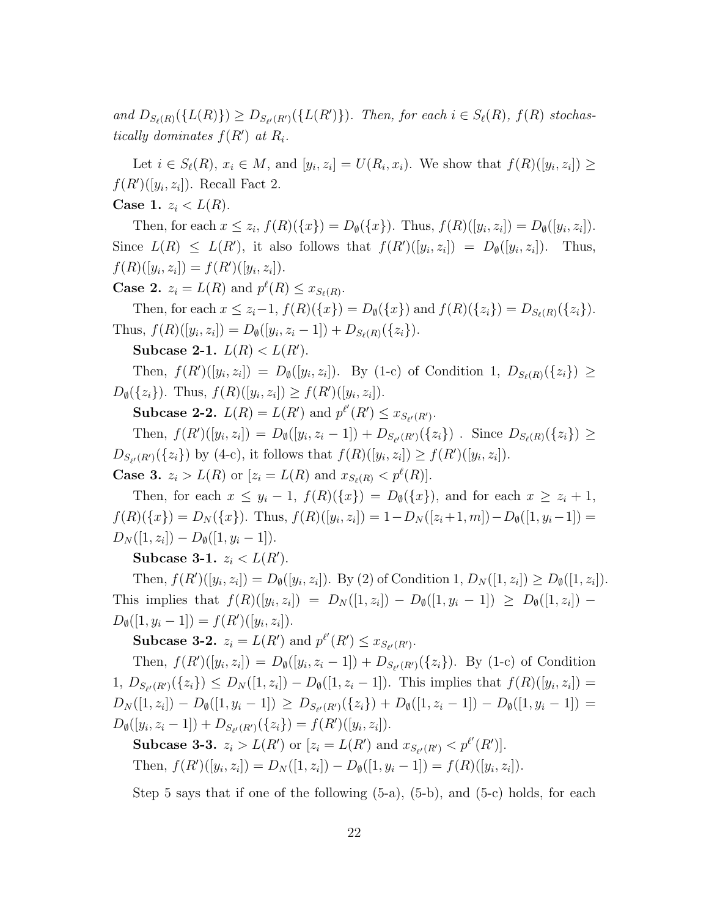*and $D_{S_\ell(R)}(\{L(R)\}) \geq D_{S_{\ell'}(R')}(\{L(R')\})$. Then, for each $i \in S_\ell(R)$, $f(R)$ stochastically dominates $f(R')$ at $R_i$.*

Let $i \in S_\ell(R)$, $x_i \in M$, and $[y_i, z_i] = U(R_i, x_i)$. We show that $f(R)([y_i, z_i]) \geq f(R')([y_i, z_i])$. Recall Fact 2.

**Case 1.** $z_i < L(R)$.

Then, for each $x \leq z_i$, $f(R)(\{x\}) = D_\emptyset(\{x\})$. Thus, $f(R)([y_i, z_i]) = D_\emptyset([y_i, z_i])$. Since $L(R) \leq L(R')$, it also follows that $f(R')([y_i, z_i]) = D_\emptyset([y_i, z_i])$. Thus, $f(R)([y_i, z_i]) = f(R')([y_i, z_i])$.

**Case 2.** $z_i = L(R)$ and $p^\ell(R) \leq x_{S_\ell(R)}$.

Then, for each $x \leq z_i - 1$, $f(R)(\{x\}) = D_\emptyset(\{x\})$ and $f(R)(\{z_i\}) = D_{S_\ell(R)}(\{z_i\})$. Thus, $f(R)([y_i, z_i]) = D_\emptyset([y_i, z_i - 1]) + D_{S_\ell(R)}(\{z_i\})$.

**Subcase 2-1.** $L(R) < L(R')$.

Then, $f(R')([y_i, z_i]) = D_\emptyset([y_i, z_i])$. By (1-c) of Condition 1, $D_{S_\ell(R)}(\{z_i\}) \geq D_\emptyset(\{z_i\})$. Thus, $f(R)([y_i, z_i]) \geq f(R')([y_i, z_i])$.

**Subcase 2-2.** $L(R) = L(R')$ and $p^{\ell'}(R') \leq x_{S_{\ell'}(R')}$.

Then, $f(R')([y_i, z_i]) = D_\emptyset([y_i, z_i - 1]) + D_{S_{\ell'}(R')}(\{z_i\})$ . Since $D_{S_\ell(R)}(\{z_i\}) \geq D_{S_{\ell'}(R')}(\{z_i\})$ by (4-c), it follows that $f(R)([y_i, z_i]) \geq f(R')([y_i, z_i])$.

**Case 3.** $z_i > L(R)$ or $[z_i = L(R)$ and $x_{S_\ell(R)} < p^\ell(R)]$.

Then, for each $x \leq y_i - 1$, $f(R)(\{x\}) = D_\emptyset(\{x\})$, and for each $x \geq z_i + 1$, $f(R)(\{x\}) = D_N(\{x\})$. Thus, $f(R)([y_i, z_i]) = 1 - D_N([z_i + 1, m]) - D_\emptyset([1, y_i - 1]) = D_N([1, z_i]) - D_\emptyset([1, y_i - 1])$.

**Subcase 3-1.** $z_i < L(R')$.

Then, $f(R')([y_i, z_i]) = D_\emptyset([y_i, z_i])$. By (2) of Condition 1, $D_N([1, z_i]) \geq D_\emptyset([1, z_i])$. This implies that $f(R)([y_i, z_i]) = D_N([1, z_i]) - D_\emptyset([1, y_i - 1]) \geq D_\emptyset([1, z_i]) - D_\emptyset([1, y_i - 1]) = f(R')([y_i, z_i])$.

**Subcase 3-2.** $z_i = L(R')$ and $p^{\ell'}(R') \leq x_{S_{\ell'}(R')}$.

Then, $f(R')([y_i, z_i]) = D_\emptyset([y_i, z_i - 1]) + D_{S_{\ell'}(R')}(\{z_i\})$. By (1-c) of Condition 1, $D_{S_{\ell'}(R')}(\{z_i\}) \leq D_N([1, z_i]) - D_\emptyset([1, z_i - 1])$. This implies that $f(R)([y_i, z_i]) = D_N([1, z_i]) - D_\emptyset([1, y_i - 1]) \geq D_{S_{\ell'}(R')}(\{z_i\}) + D_\emptyset([1, z_i - 1]) - D_\emptyset([1, y_i - 1]) = D_\emptyset([y_i, z_i - 1]) + D_{S_{\ell'}(R')}(\{z_i\}) = f(R')([y_i, z_i])$.

**Subcase 3-3.** $z_i > L(R')$ or $[z_i = L(R')$ and $x_{S_{\ell'}(R')} < p^{\ell'}(R')]$.

Then, $f(R')([y_i, z_i]) = D_N([1, z_i]) - D_\emptyset([1, y_i - 1]) = f(R)([y_i, z_i])$.

Step 5 says that if one of the following (5-a), (5-b), and (5-c) holds, for each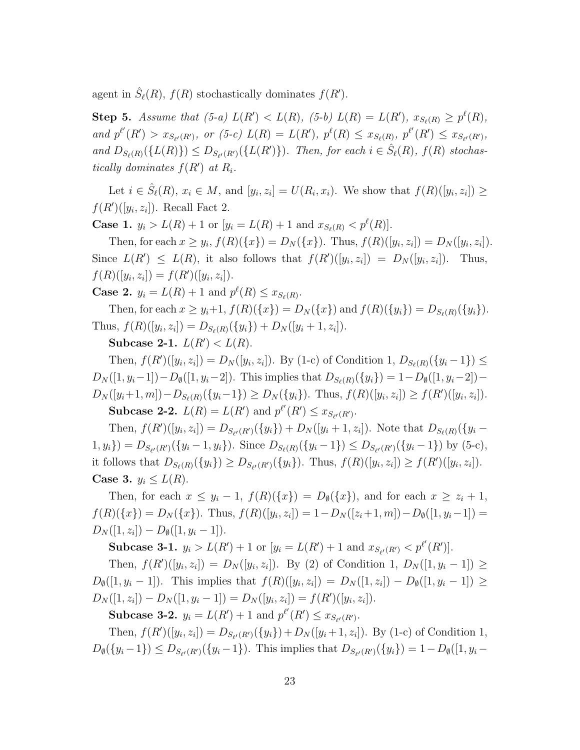agent in $\hat{S}_\ell(R)$, $f(R)$ stochastically dominates $f(R')$.

**Step 5.** *Assume that (5-a) $L(R') < L(R)$, (5-b) $L(R) = L(R')$, $x_{S_\ell(R)} \geq p^\ell(R)$, and $p^{\ell'}(R') > x_{S_{\ell'}(R')}$, or (5-c) $L(R) = L(R')$, $p^\ell(R) \leq x_{S_\ell(R)}$, $p^{\ell'}(R') \leq x_{S_{\ell'}(R')}$, and $D_{S_\ell(R)}(\{L(R)\}) \leq D_{S_{\ell'}(R')}(\{L(R')\})$. Then, for each $i \in \hat{S}_\ell(R)$, $f(R)$ stochastically dominates $f(R')$ at $R_i$.*

Let $i \in \hat{S}_\ell(R)$, $x_i \in M$, and $[y_i, z_i] = U(R_i, x_i)$. We show that $f(R)([y_i, z_i]) \geq f(R')([y_i, z_i])$. Recall Fact 2.

**Case 1.** $y_i > L(R) + 1$ or $[y_i = L(R) + 1$ and $x_{S_\ell(R)} < p^\ell(R)]$.

Then, for each $x \geq y_i$, $f(R)(\{x\}) = D_N(\{x\})$. Thus, $f(R)([y_i, z_i]) = D_N([y_i, z_i])$. Since $L(R') \leq L(R)$, it also follows that $f(R')([y_i, z_i]) = D_N([y_i, z_i])$. Thus, $f(R)([y_i, z_i]) = f(R')([y_i, z_i])$.

**Case 2.** $y_i = L(R) + 1$ and $p^\ell(R) \leq x_{S_\ell(R)}$.

Then, for each $x \geq y_i+1$, $f(R)(\{x\}) = D_N(\{x\})$ and $f(R)(\{y_i\}) = D_{S_\ell(R)}(\{y_i\})$. Thus, $f(R)([y_i, z_i]) = D_{S_\ell(R)}(\{y_i\}) + D_N([y_i + 1, z_i])$.

**Subcase 2-1.** $L(R') < L(R)$.

Then, $f(R')([y_i, z_i]) = D_N([y_i, z_i])$. By (1-c) of Condition 1, $D_{S_\ell(R)}(\{y_i - 1\}) \leq D_N([1, y_i-1]) - D_\emptyset([1, y_i-2])$. This implies that $D_{S_\ell(R)}(\{y_i\}) = 1 - D_\emptyset([1, y_i-2]) - D_N([y_i+1, m]) - D_{S_\ell(R)}(\{y_i-1\}) \geq D_N(\{y_i\})$. Thus, $f(R)([y_i, z_i]) \geq f(R')([y_i, z_i])$.

**Subcase 2-2.** $L(R) = L(R')$ and $p^{\ell'}(R') \leq x_{S_{\ell'}(R')}$.

Then, $f(R')([y_i, z_i]) = D_{S_{\ell'}(R')}(\{y_i\}) + D_N([y_i + 1, z_i])$. Note that $D_{S_\ell(R)}(\{y_i - 1, y_i\}) = D_{S_{\ell'}(R')}(\{y_i - 1, y_i\})$. Since $D_{S_\ell(R)}(\{y_i - 1\}) \leq D_{S_{\ell'}(R')}(\{y_i - 1\})$ by (5-c), it follows that $D_{S_\ell(R)}(\{y_i\}) \geq D_{S_{\ell'}(R')}(\{y_i\})$. Thus, $f(R)([y_i, z_i]) \geq f(R')([y_i, z_i])$.

**Case 3.** $y_i \leq L(R)$.

Then, for each $x \leq y_i - 1$, $f(R)(\{x\}) = D_\emptyset(\{x\})$, and for each $x \geq z_i + 1$, $f(R)(\{x\}) = D_N(\{x\})$. Thus, $f(R)([y_i, z_i]) = 1 - D_N([z_i+1, m]) - D_\emptyset([1, y_i-1]) = D_N([1, z_i]) - D_\emptyset([1, y_i - 1])$.

**Subcase 3-1.** $y_i > L(R') + 1$ or $[y_i = L(R') + 1$ and $x_{S_{\ell'}(R')} < p^{\ell'}(R')]$.

Then, $f(R')([y_i, z_i]) = D_N([y_i, z_i])$. By (2) of Condition 1, $D_N([1, y_i - 1]) \geq D_\emptyset([1, y_i - 1])$. This implies that $f(R)([y_i, z_i]) = D_N([1, z_i]) - D_\emptyset([1, y_i - 1]) \geq D_N([1, z_i]) - D_N([1, y_i - 1]) = D_N([y_i, z_i]) = f(R')([y_i, z_i])$.

**Subcase 3-2.** $y_i = L(R') + 1$ and $p^{\ell'}(R') \leq x_{S_{\ell'}(R')}$.

Then, $f(R')([y_i, z_i]) = D_{S_{\ell'}(R')}(\{y_i\}) + D_N([y_i + 1, z_i])$. By (1-c) of Condition 1, $D_\emptyset(\{y_i - 1\}) \leq D_{S_{\ell'}(R')}(\{y_i - 1\})$. This implies that $D_{S_{\ell'}(R')}(\{y_i\}) = 1 - D_\emptyset([1, y_i -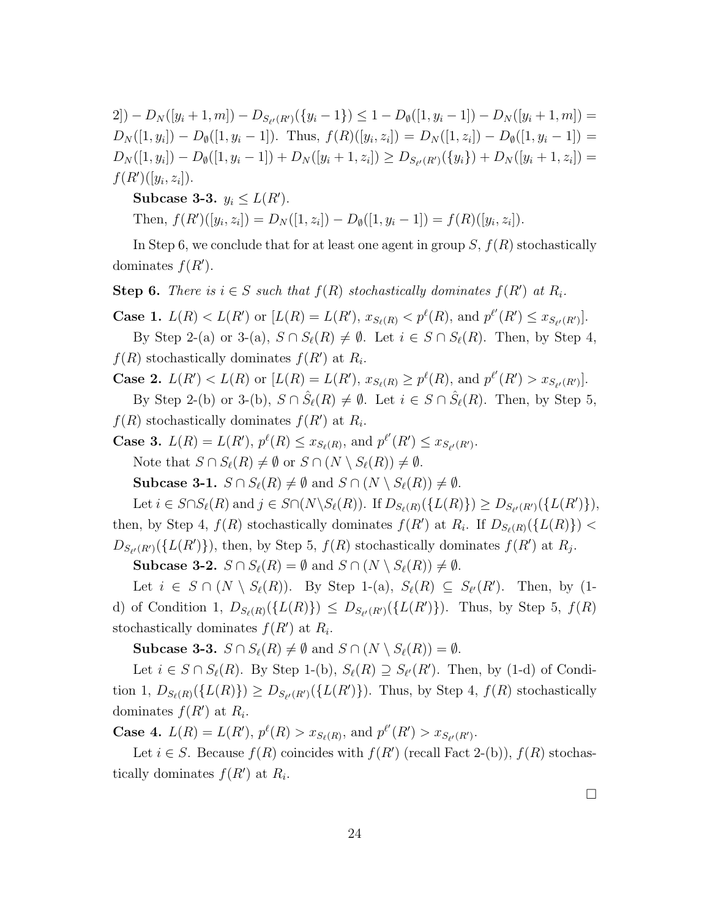$2]) - D_N([y_i+1,m]) - D_{S_{\ell'}(R')}(\{y_i-1\}) \leq 1 - D_\emptyset([1,y_i-1]) - D_N([y_i+1,m]) = D_N([1,y_i]) - D_\emptyset([1,y_i-1])$. Thus, $f(R)([y_i,z_i]) = D_N([1,z_i]) - D_\emptyset([1,y_i-1]) = D_N([1,y_i]) - D_\emptyset([1,y_i-1]) + D_N([y_i+1,z_i]) \geq D_{S_{\ell'}(R')}(\{y_i\}) + D_N([y_i+1,z_i]) = f(R')([y_i,z_i])$.

**Subcase 3-3.** $y_i \leq L(R')$.

Then, $f(R')([y_i,z_i]) = D_N([1,z_i]) - D_\emptyset([1,y_i-1]) = f(R)([y_i,z_i])$.

In Step 6, we conclude that for at least one agent in group $S$, $f(R)$ stochastically dominates $f(R')$.

**Step 6.** *There is $i \in S$ such that $f(R)$ stochastically dominates $f(R')$ at $R_i$.*

**Case 1.** $L(R) < L(R')$ or $[L(R) = L(R')$, $x_{S_\ell(R)} < p^\ell(R)$, and $p^{\ell'}(R') \leq x_{S_{\ell'}(R')}]$.

By Step 2-(a) or 3-(a), $S \cap S_\ell(R) \neq \emptyset$. Let $i \in S \cap S_\ell(R)$. Then, by Step 4, $f(R)$ stochastically dominates $f(R')$ at $R_i$.

**Case 2.** $L(R') < L(R)$ or $[L(R) = L(R')$, $x_{S_\ell(R)} \geq p^\ell(R)$, and $p^{\ell'}(R') > x_{S_{\ell'}(R')}]$.

By Step 2-(b) or 3-(b), $S \cap \hat{S}_\ell(R) \neq \emptyset$. Let $i \in S \cap \hat{S}_\ell(R)$. Then, by Step 5, $f(R)$ stochastically dominates $f(R')$ at $R_i$.

**Case 3.** $L(R) = L(R')$, $p^\ell(R) \leq x_{S_\ell(R)}$, and $p^{\ell'}(R') \leq x_{S_{\ell'}(R')}$.

Note that $S \cap S_\ell(R) \neq \emptyset$ or $S \cap (N \setminus S_\ell(R)) \neq \emptyset$.

**Subcase 3-1.** $S \cap S_\ell(R) \neq \emptyset$ and $S \cap (N \setminus S_\ell(R)) \neq \emptyset$.

Let $i \in S \cap S_\ell(R)$ and $j \in S \cap (N \setminus S_\ell(R))$. If $D_{S_\ell(R)}(\{L(R)\}) \geq D_{S_{\ell'}(R')}(\{L(R')\})$, then, by Step 4, $f(R)$ stochastically dominates $f(R')$ at $R_i$. If $D_{S_\ell(R)}(\{L(R)\}) < D_{S_{\ell'}(R')}(\{L(R')\})$, then, by Step 5, $f(R)$ stochastically dominates $f(R')$ at $R_j$.

**Subcase 3-2.** $S \cap S_\ell(R) = \emptyset$ and $S \cap (N \setminus S_\ell(R)) \neq \emptyset$.

Let $i \in S \cap (N \setminus S_\ell(R))$. By Step 1-(a), $S_\ell(R) \subseteq S_{\ell'}(R')$. Then, by (1-d) of Condition 1, $D_{S_\ell(R)}(\{L(R)\}) \leq D_{S_{\ell'}(R')}(\{L(R')\})$. Thus, by Step 5, $f(R)$ stochastically dominates $f(R')$ at $R_i$.

**Subcase 3-3.** $S \cap S_\ell(R) \neq \emptyset$ and $S \cap (N \setminus S_\ell(R)) = \emptyset$.

Let $i \in S \cap S_\ell(R)$. By Step 1-(b), $S_\ell(R) \supseteq S_{\ell'}(R')$. Then, by (1-d) of Condition 1, $D_{S_\ell(R)}(\{L(R)\}) \geq D_{S_{\ell'}(R')}(\{L(R')\})$. Thus, by Step 4, $f(R)$ stochastically dominates $f(R')$ at $R_i$.

**Case 4.** $L(R) = L(R')$, $p^\ell(R) > x_{S_\ell(R)}$, and $p^{\ell'}(R') > x_{S_{\ell'}(R')}$.

Let $i \in S$. Because $f(R)$ coincides with $f(R')$ (recall Fact 2-(b)), $f(R)$ stochastically dominates $f(R')$ at $R_i$.

□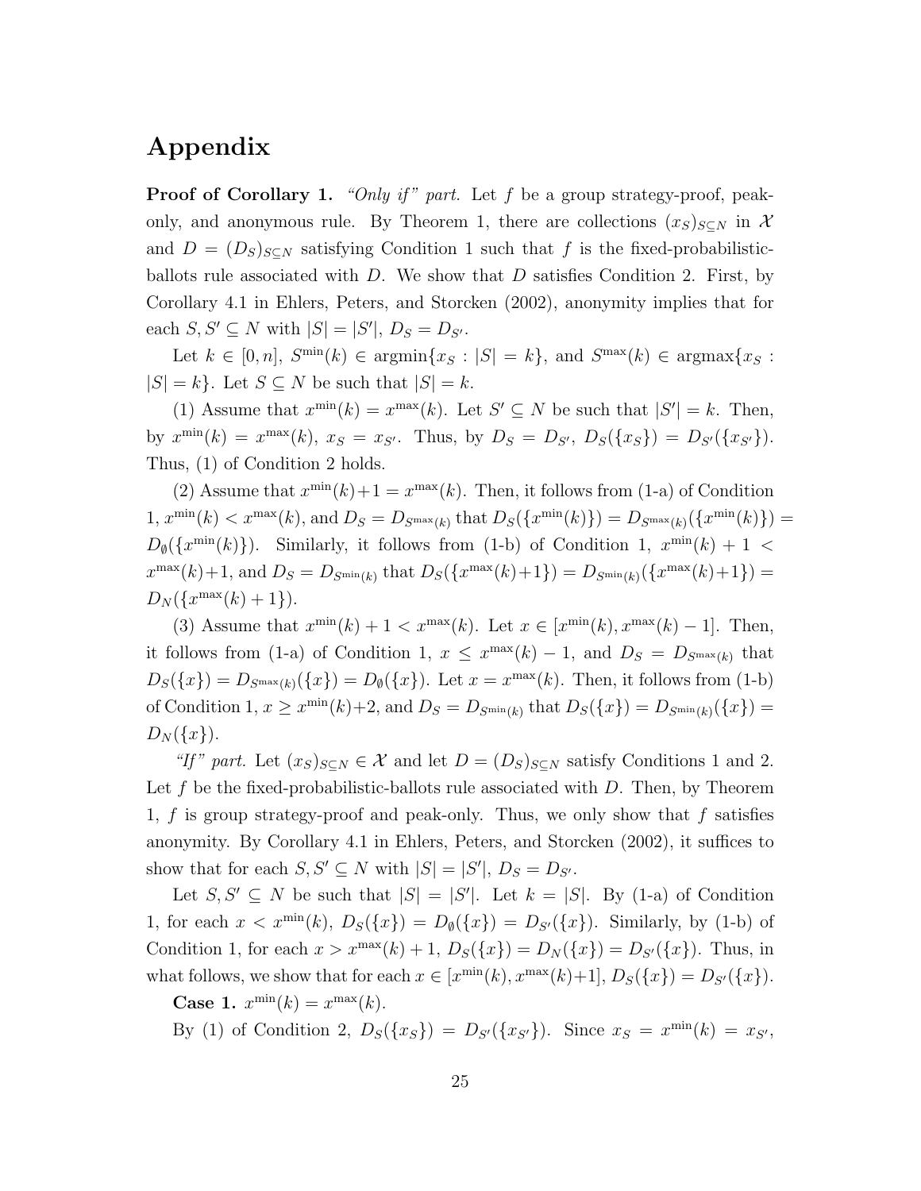# Appendix

**Proof of Corollary 1.** *"Only if" part.* Let $f$ be a group strategy-proof, peak-only, and anonymous rule. By Theorem 1, there are collections $(x_S)_{S \subseteq N}$ in $\mathcal{X}$ and $D = (D_S)_{S \subseteq N}$ satisfying Condition 1 such that $f$ is the fixed-probabilistic-ballots rule associated with $D$. We show that $D$ satisfies Condition 2. First, by Corollary 4.1 in Ehlers, Peters, and Storcken (2002), anonymity implies that for each $S, S' \subseteq N$ with $|S| = |S'|$, $D_S = D_{S'}$.

Let $k \in [0, n]$, $S^{\min}(k) \in \text{argmin}\{x_S : |S| = k\}$, and $S^{\max}(k) \in \text{argmax}\{x_S : |S| = k\}$. Let $S \subseteq N$ be such that $|S| = k$.

(1) Assume that $x^{\min}(k) = x^{\max}(k)$. Let $S' \subseteq N$ be such that $|S'| = k$. Then, by $x^{\min}(k) = x^{\max}(k)$, $x_S = x_{S'}$. Thus, by $D_S = D_{S'}$, $D_S(\{x_S\}) = D_{S'}(\{x_{S'}\})$. Thus, (1) of Condition 2 holds.

(2) Assume that $x^{\min}(k) + 1 = x^{\max}(k)$. Then, it follows from (1-a) of Condition 1, $x^{\min}(k) < x^{\max}(k)$, and $D_S = D_{S^{\max}(k)}$ that $D_S(\{x^{\min}(k)\}) = D_{S^{\max}(k)}(\{x^{\min}(k)\}) = D_\emptyset(\{x^{\min}(k)\})$. Similarly, it follows from (1-b) of Condition 1, $x^{\min}(k) + 1 < x^{\max}(k) + 1$, and $D_S = D_{S^{\min}(k)}$ that $D_S(\{x^{\max}(k)+1\}) = D_{S^{\min}(k)}(\{x^{\max}(k)+1\}) = D_N(\{x^{\max}(k) + 1\})$.

(3) Assume that $x^{\min}(k) + 1 < x^{\max}(k)$. Let $x \in [x^{\min}(k), x^{\max}(k) - 1]$. Then, it follows from (1-a) of Condition 1, $x \leq x^{\max}(k) - 1$, and $D_S = D_{S^{\max}(k)}$ that $D_S(\{x\}) = D_{S^{\max}(k)}(\{x\}) = D_\emptyset(\{x\})$. Let $x = x^{\max}(k)$. Then, it follows from (1-b) of Condition 1, $x \geq x^{\min}(k)+2$, and $D_S = D_{S^{\min}(k)}$ that $D_S(\{x\}) = D_{S^{\min}(k)}(\{x\}) = D_N(\{x\})$.

*"If" part.* Let $(x_S)_{S \subseteq N} \in \mathcal{X}$ and let $D = (D_S)_{S \subseteq N}$ satisfy Conditions 1 and 2. Let $f$ be the fixed-probabilistic-ballots rule associated with $D$. Then, by Theorem 1, $f$ is group strategy-proof and peak-only. Thus, we only show that $f$ satisfies anonymity. By Corollary 4.1 in Ehlers, Peters, and Storcken (2002), it suffices to show that for each $S, S' \subseteq N$ with $|S| = |S'|$, $D_S = D_{S'}$.

Let $S, S' \subseteq N$ be such that $|S| = |S'|$. Let $k = |S|$. By (1-a) of Condition 1, for each $x < x^{\min}(k)$, $D_S(\{x\}) = D_\emptyset(\{x\}) = D_{S'}(\{x\})$. Similarly, by (1-b) of Condition 1, for each $x > x^{\max}(k) + 1$, $D_S(\{x\}) = D_N(\{x\}) = D_{S'}(\{x\})$. Thus, in what follows, we show that for each $x \in [x^{\min}(k), x^{\max}(k)+1]$, $D_S(\{x\}) = D_{S'}(\{x\})$.

**Case 1.** $x^{\min}(k) = x^{\max}(k)$.

By (1) of Condition 2, $D_S(\{x_S\}) = D_{S'}(\{x_{S'}\})$. Since $x_S = x^{\min}(k) = x_{S'}$,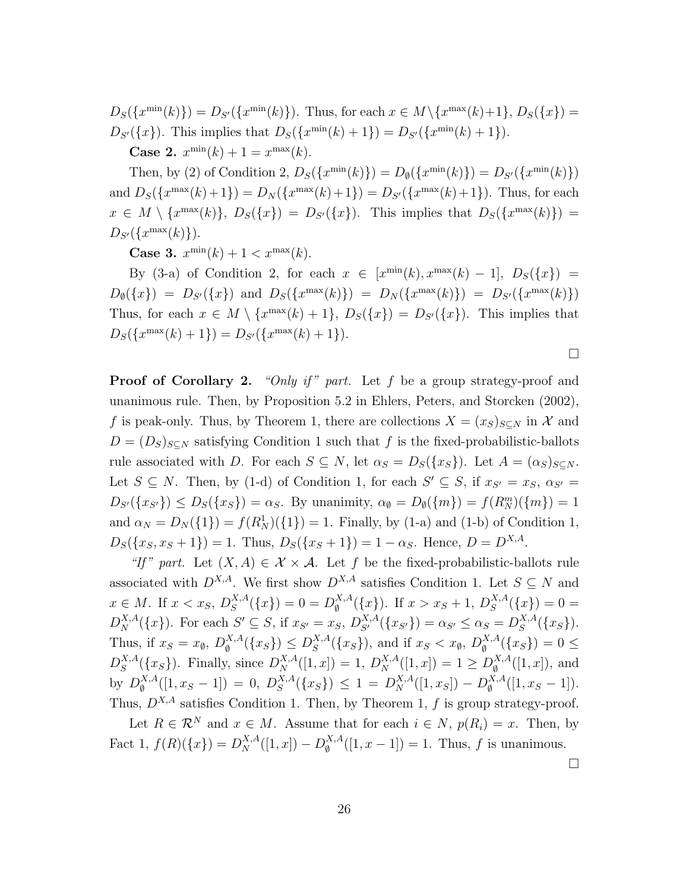$D_S(\{x^{\min}(k)\}) = D_{S'}(\{x^{\min}(k)\})$. Thus, for each $x \in M \setminus \{x^{\max}(k)+1\}$, $D_S(\{x\}) = D_{S'}(\{x\})$. This implies that $D_S(\{x^{\min}(k)+1\}) = D_{S'}(\{x^{\min}(k)+1\})$.

**Case 2.** $x^{\min}(k) + 1 = x^{\max}(k)$.

Then, by (2) of Condition 2, $D_S(\{x^{\min}(k)\}) = D_\emptyset(\{x^{\min}(k)\}) = D_{S'}(\{x^{\min}(k)\})$ and $D_S(\{x^{\max}(k)+1\}) = D_N(\{x^{\max}(k)+1\}) = D_{S'}(\{x^{\max}(k)+1\})$. Thus, for each $x \in M \setminus \{x^{\max}(k)\}$, $D_S(\{x\}) = D_{S'}(\{x\})$. This implies that $D_S(\{x^{\max}(k)\}) = D_{S'}(\{x^{\max}(k)\})$.

**Case 3.** $x^{\min}(k) + 1 < x^{\max}(k)$.

By (3-a) of Condition 2, for each $x \in [x^{\min}(k), x^{\max}(k) - 1]$, $D_S(\{x\}) = D_\emptyset(\{x\}) = D_{S'}(\{x\})$ and $D_S(\{x^{\max}(k)\}) = D_N(\{x^{\max}(k)\}) = D_{S'}(\{x^{\max}(k)\})$ Thus, for each $x \in M \setminus \{x^{\max}(k)+1\}$, $D_S(\{x\}) = D_{S'}(\{x\})$. This implies that $D_S(\{x^{\max}(k)+1\}) = D_{S'}(\{x^{\max}(k)+1\})$.

□

**Proof of Corollary 2.** *"Only if" part.* Let $f$ be a group strategy-proof and unanimous rule. Then, by Proposition 5.2 in Ehlers, Peters, and Storcken (2002), $f$ is peak-only. Thus, by Theorem 1, there are collections $X = (x_S)_{S \subseteq N}$ in $\mathcal{X}$ and $D = (D_S)_{S \subseteq N}$ satisfying Condition 1 such that $f$ is the fixed-probabilistic-ballots rule associated with $D$. For each $S \subseteq N$, let $\alpha_S = D_S(\{x_S\})$. Let $A = (\alpha_S)_{S \subseteq N}$. Let $S \subseteq N$. Then, by (1-d) of Condition 1, for each $S' \subseteq S$, if $x_{S'} = x_S$, $\alpha_{S'} = D_{S'}(\{x_{S'}\}) \leq D_S(\{x_S\}) = \alpha_S$. By unanimity, $\alpha_\emptyset = D_\emptyset(\{m\}) = f(R_N^m)(\{m\}) = 1$ and $\alpha_N = D_N(\{1\}) = f(R_N^1)(\{1\}) = 1$. Finally, by (1-a) and (1-b) of Condition 1, $D_S(\{x_S, x_S+1\}) = 1$. Thus, $D_S(\{x_S+1\}) = 1 - \alpha_S$. Hence, $D = D^{X,A}$.

*"If" part.* Let $(X, A) \in \mathcal{X} \times \mathcal{A}$. Let $f$ be the fixed-probabilistic-ballots rule associated with $D^{X,A}$. We first show $D^{X,A}$ satisfies Condition 1. Let $S \subseteq N$ and $x \in M$. If $x < x_S$, $D_S^{X,A}(\{x\}) = 0 = D_\emptyset^{X,A}(\{x\})$. If $x > x_S + 1$, $D_S^{X,A}(\{x\}) = 0 = D_N^{X,A}(\{x\})$. For each $S' \subseteq S$, if $x_{S'} = x_S$, $D_{S'}^{X,A}(\{x_{S'}\}) = \alpha_{S'} \leq \alpha_S = D_S^{X,A}(\{x_S\})$. Thus, if $x_S = x_\emptyset$, $D_\emptyset^{X,A}(\{x_S\}) \leq D_S^{X,A}(\{x_S\})$, and if $x_S < x_\emptyset$, $D_\emptyset^{X,A}(\{x_S\}) = 0 \leq D_S^{X,A}(\{x_S\})$. Finally, since $D_N^{X,A}([1,x]) = 1$, $D_N^{X,A}([1,x]) = 1 \geq D_\emptyset^{X,A}([1,x])$, and by $D_\emptyset^{X,A}([1,x_S-1]) = 0$, $D_S^{X,A}(\{x_S\}) \leq 1 = D_N^{X,A}([1,x_S]) - D_\emptyset^{X,A}([1,x_S-1])$. Thus, $D^{X,A}$ satisfies Condition 1. Then, by Theorem 1, $f$ is group strategy-proof.

Let $R \in \mathcal{R}^N$ and $x \in M$. Assume that for each $i \in N$, $p(R_i) = x$. Then, by Fact 1, $f(R)(\{x\}) = D_N^{X,A}([1,x]) - D_\emptyset^{X,A}([1,x-1]) = 1$. Thus, $f$ is unanimous.

□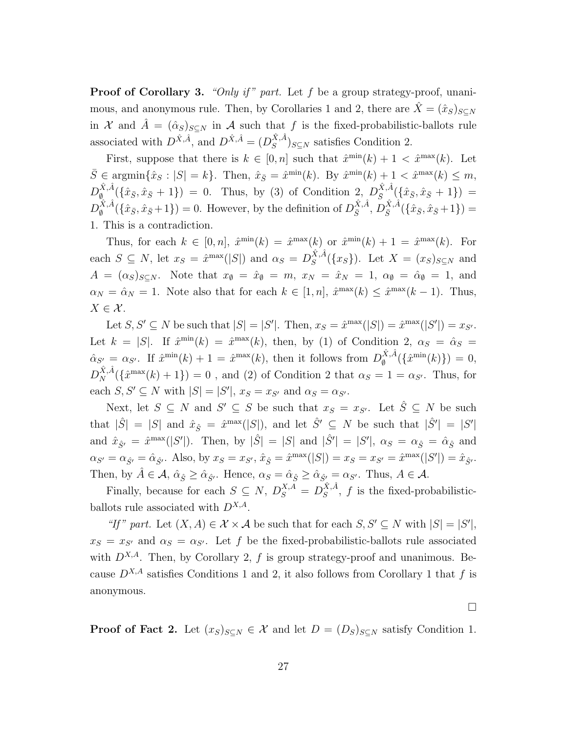**Proof of Corollary 3.** *"Only if" part.* Let $f$ be a group strategy-proof, unanimous, and anonymous rule. Then, by Corollaries 1 and 2, there are $\hat{X} = (\hat{x}_S)_{S \subseteq N}$ in $\mathcal{X}$ and $\hat{A} = (\hat{\alpha}_S)_{S \subseteq N}$ in $\mathcal{A}$ such that $f$ is the fixed-probabilistic-ballots rule associated with $D^{\hat{X},\hat{A}}$, and $D^{\hat{X},\hat{A}} = (D_S^{\hat{X},\hat{A}})_{S \subseteq N}$ satisfies Condition 2.

First, suppose that there is $k \in [0, n]$ such that $\hat{x}^{\min}(k) + 1 < \hat{x}^{\max}(k)$. Let $\bar{S} \in \operatorname{argmin}\{\hat{x}_S : |S| = k\}$. Then, $\hat{x}_{\bar{S}} = \hat{x}^{\min}(k)$. By $\hat{x}^{\min}(k) + 1 < \hat{x}^{\max}(k) \leq m$, $D_\emptyset^{\hat{X},\hat{A}}(\{\hat{x}_{\bar{S}}, \hat{x}_{\bar{S}} + 1\}) = 0$. Thus, by (3) of Condition 2, $D_{\bar{S}}^{\hat{X},\hat{A}}(\{\hat{x}_{\bar{S}}, \hat{x}_{\bar{S}} + 1\}) = D_\emptyset^{\hat{X},\hat{A}}(\{\hat{x}_{\bar{S}}, \hat{x}_{\bar{S}} + 1\}) = 0$. However, by the definition of $D_{\bar{S}}^{\hat{X},\hat{A}}$, $D_{\bar{S}}^{\hat{X},\hat{A}}(\{\hat{x}_{\bar{S}}, \hat{x}_{\bar{S}} + 1\}) = 1$. This is a contradiction.

Thus, for each $k \in [0, n]$, $\hat{x}^{\min}(k) = \hat{x}^{\max}(k)$ or $\hat{x}^{\min}(k) + 1 = \hat{x}^{\max}(k)$. For each $S \subseteq N$, let $x_S = \hat{x}^{\max}(|S|)$ and $\alpha_S = D_S^{\hat{X},\hat{A}}(\{x_S\})$. Let $X = (x_S)_{S \subseteq N}$ and $A = (\alpha_S)_{S \subseteq N}$. Note that $x_\emptyset = \hat{x}_\emptyset = m$, $x_N = \hat{x}_N = 1$, $\alpha_\emptyset = \hat{\alpha}_\emptyset = 1$, and $\alpha_N = \hat{\alpha}_N = 1$. Note also that for each $k \in [1, n]$, $\hat{x}^{\max}(k) \leq \hat{x}^{\max}(k-1)$. Thus, $X \in \mathcal{X}$.

Let $S, S' \subseteq N$ be such that $|S| = |S'|$. Then, $x_S = \hat{x}^{\max}(|S|) = \hat{x}^{\max}(|S'|) = x_{S'}$. Let $k = |S|$. If $\hat{x}^{\min}(k) = \hat{x}^{\max}(k)$, then, by (1) of Condition 2, $\alpha_S = \hat{\alpha}_S = \hat{\alpha}_{S'} = \alpha_{S'}$. If $\hat{x}^{\min}(k) + 1 = \hat{x}^{\max}(k)$, then it follows from $D_\emptyset^{\hat{X},\hat{A}}(\{\hat{x}^{\min}(k)\}) = 0$, $D_N^{\hat{X},\hat{A}}(\{\hat{x}^{\max}(k) + 1\}) = 0$ , and (2) of Condition 2 that $\alpha_S = 1 = \alpha_{S'}$. Thus, for each $S, S' \subseteq N$ with $|S| = |S'|$, $x_S = x_{S'}$ and $\alpha_S = \alpha_{S'}$.

Next, let $S \subseteq N$ and $S' \subseteq S$ be such that $x_S = x_{S'}$. Let $\hat{S} \subseteq N$ be such that $|\hat{S}| = |S|$ and $\hat{x}_{\hat{S}} = \hat{x}^{\max}(|S|)$, and let $\hat{S}' \subseteq N$ be such that $|\hat{S}'| = |S'|$ and $\hat{x}_{\hat{S}'} = \hat{x}^{\max}(|S'|)$. Then, by $|\hat{S}| = |S|$ and $|\hat{S}'| = |S'|$, $\alpha_S = \alpha_{\hat{S}} = \hat{\alpha}_{\hat{S}}$ and $\alpha_{S'} = \alpha_{\hat{S}'} = \hat{\alpha}_{\hat{S}'}$. Also, by $x_S = x_{S'}$, $\hat{x}_{\hat{S}} = \hat{x}^{\max}(|S|) = x_S = x_{S'} = \hat{x}^{\max}(|S'|) = \hat{x}_{\hat{S}'}$. Then, by $\hat{A} \in \mathcal{A}$, $\hat{\alpha}_{\hat{S}} \geq \hat{\alpha}_{\hat{S}'}$. Hence, $\alpha_S = \hat{\alpha}_{\hat{S}} \geq \hat{\alpha}_{\hat{S}'} = \alpha_{S'}$. Thus, $A \in \mathcal{A}$.

Finally, because for each $S \subseteq N$, $D_S^{X,A} = D_S^{\hat{X},\hat{A}}$, $f$ is the fixed-probabilistic-ballots rule associated with $D^{X,A}$.

*"If" part.* Let $(X, A) \in \mathcal{X} \times \mathcal{A}$ be such that for each $S, S' \subseteq N$ with $|S| = |S'|$, $x_S = x_{S'}$ and $\alpha_S = \alpha_{S'}$. Let $f$ be the fixed-probabilistic-ballots rule associated with $D^{X,A}$. Then, by Corollary 2, $f$ is group strategy-proof and unanimous. Because $D^{X,A}$ satisfies Conditions 1 and 2, it also follows from Corollary 1 that $f$ is anonymous.

□

**Proof of Fact 2.** Let $(x_S)_{S \subseteq N} \in \mathcal{X}$ and let $D = (D_S)_{S \subseteq N}$ satisfy Condition 1.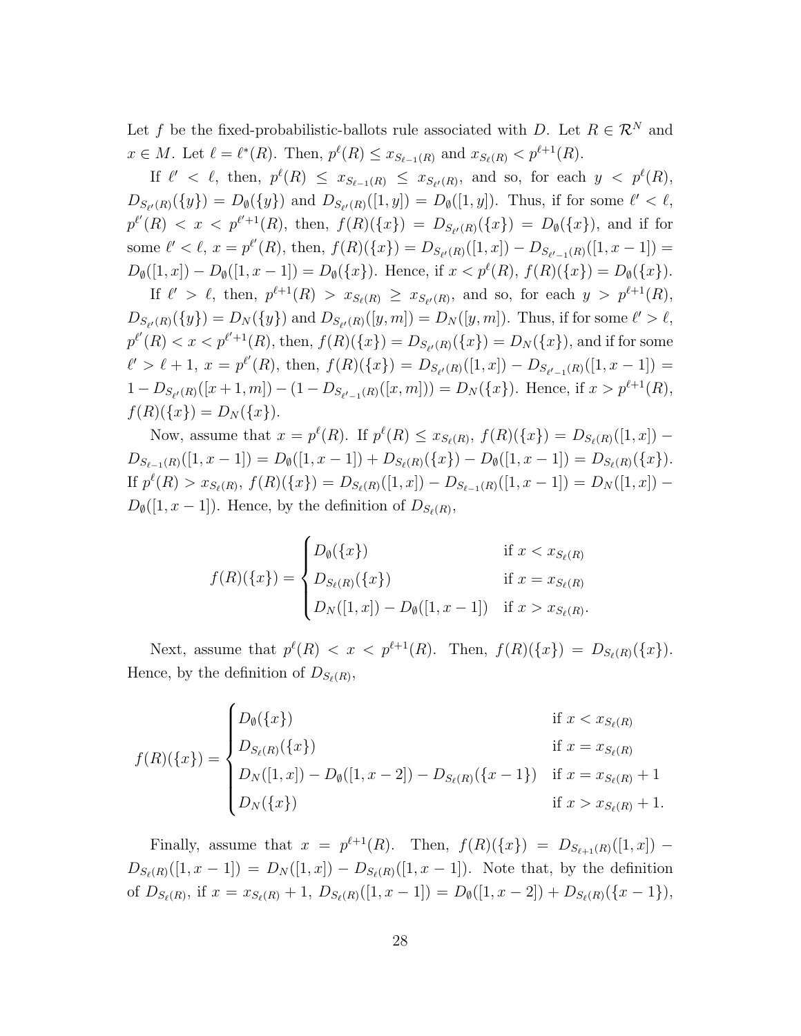Let $f$ be the fixed-probabilistic-ballots rule associated with $D$. Let $R \in \mathcal{R}^N$ and $x \in M$. Let $\ell = \ell^*(R)$. Then, $p^\ell(R) \leq x_{S_{\ell-1}(R)}$ and $x_{S_\ell(R)} < p^{\ell+1}(R)$.

If $\ell' < \ell$, then, $p^\ell(R) \leq x_{S_{\ell-1}(R)} \leq x_{S_{\ell'}(R)}$, and so, for each $y < p^\ell(R)$, $D_{S_{\ell'}(R)}(\{y\}) = D_\emptyset(\{y\})$ and $D_{S_{\ell'}(R)}([1,y]) = D_\emptyset([1,y])$. Thus, if for some $\ell' < \ell$, $p^{\ell'}(R) < x < p^{\ell'+1}(R)$, then, $f(R)(\{x\}) = D_{S_{\ell'}(R)}(\{x\}) = D_\emptyset(\{x\})$, and if for some $\ell' < \ell$, $x = p^{\ell'}(R)$, then, $f(R)(\{x\}) = D_{S_{\ell'}(R)}([1,x]) - D_{S_{\ell'-1}(R)}([1,x-1]) = D_\emptyset([1,x]) - D_\emptyset([1,x-1]) = D_\emptyset(\{x\})$. Hence, if $x < p^\ell(R)$, $f(R)(\{x\}) = D_\emptyset(\{x\})$.

If $\ell' > \ell$, then, $p^{\ell+1}(R) > x_{S_\ell(R)} \geq x_{S_{\ell'}(R)}$, and so, for each $y > p^{\ell+1}(R)$, $D_{S_{\ell'}(R)}(\{y\}) = D_N(\{y\})$ and $D_{S_{\ell'}(R)}([y,m]) = D_N([y,m])$. Thus, if for some $\ell' > \ell$, $p^{\ell'}(R) < x < p^{\ell'+1}(R)$, then, $f(R)(\{x\}) = D_{S_{\ell'}(R)}(\{x\}) = D_N(\{x\})$, and if for some $\ell' > \ell+1$, $x = p^{\ell'}(R)$, then, $f(R)(\{x\}) = D_{S_{\ell'}(R)}([1,x]) - D_{S_{\ell'-1}(R)}([1,x-1]) = 1 - D_{S_{\ell'}(R)}([x+1,m]) - (1 - D_{S_{\ell'-1}(R)}([x,m])) = D_N(\{x\})$. Hence, if $x > p^{\ell+1}(R)$, $f(R)(\{x\}) = D_N(\{x\})$.

Now, assume that $x = p^\ell(R)$. If $p^\ell(R) \leq x_{S_\ell(R)}$, $f(R)(\{x\}) = D_{S_\ell(R)}([1,x]) - D_{S_{\ell-1}(R)}([1,x-1]) = D_\emptyset([1,x-1]) + D_{S_\ell(R)}(\{x\}) - D_\emptyset([1,x-1]) = D_{S_\ell(R)}(\{x\})$. If $p^\ell(R) > x_{S_\ell(R)}$, $f(R)(\{x\}) = D_{S_\ell(R)}([1,x]) - D_{S_{\ell-1}(R)}([1,x-1]) = D_N([1,x]) - D_\emptyset([1,x-1])$. Hence, by the definition of $D_{S_\ell(R)}$,

$$f(R)(\{x\}) = \begin{cases} D_\emptyset(\{x\}) & \text{if } x < x_{S_\ell(R)} \\ D_{S_\ell(R)}(\{x\}) & \text{if } x = x_{S_\ell(R)} \\ D_N([1,x]) - D_\emptyset([1,x-1]) & \text{if } x > x_{S_\ell(R)}. \end{cases}$$

Next, assume that $p^\ell(R) < x < p^{\ell+1}(R)$. Then, $f(R)(\{x\}) = D_{S_\ell(R)}(\{x\})$. Hence, by the definition of $D_{S_\ell(R)}$,

$$f(R)(\{x\}) = \begin{cases} D_\emptyset(\{x\}) & \text{if } x < x_{S_\ell(R)} \\ D_{S_\ell(R)}(\{x\}) & \text{if } x = x_{S_\ell(R)} \\ D_N([1,x]) - D_\emptyset([1,x-2]) - D_{S_\ell(R)}(\{x-1\}) & \text{if } x = x_{S_\ell(R)} + 1 \\ D_N(\{x\}) & \text{if } x > x_{S_\ell(R)} + 1. \end{cases}$$

Finally, assume that $x = p^{\ell+1}(R)$. Then, $f(R)(\{x\}) = D_{S_{\ell+1}(R)}([1,x]) - D_{S_\ell(R)}([1,x-1]) = D_N([1,x]) - D_{S_\ell(R)}([1,x-1])$. Note that, by the definition of $D_{S_\ell(R)}$, if $x = x_{S_\ell(R)} + 1$, $D_{S_\ell(R)}([1,x-1]) = D_\emptyset([1,x-2]) + D_{S_\ell(R)}(\{x-1\})$,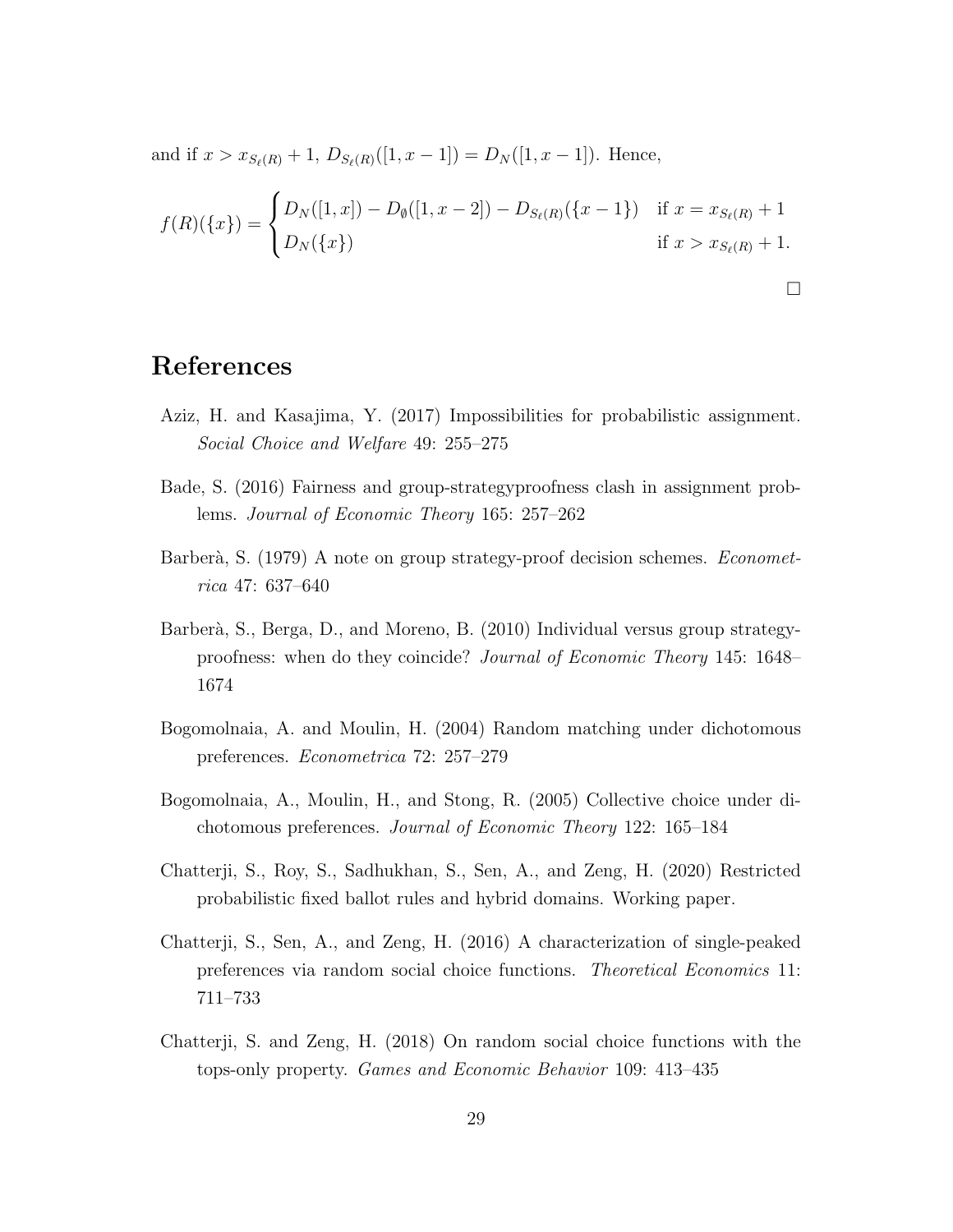and if $x > x_{S_\ell(R)} + 1$, $D_{S_\ell(R)}([1, x-1]) = D_N([1, x-1])$. Hence,

$$
f(R)(\{x\}) = \begin{cases} D_N([1,x]) - D_\emptyset([1, x-2]) - D_{S_\ell(R)}(\{x-1\}) & \text{if } x = x_{S_\ell(R)} + 1 \\ D_N(\{x\}) & \text{if } x > x_{S_\ell(R)} + 1. \end{cases}
$$

□

# References

Aziz, H. and Kasajima, Y. (2017) Impossibilities for probabilistic assignment. *Social Choice and Welfare* 49: 255–275

Bade, S. (2016) Fairness and group-strategyproofness clash in assignment problems. *Journal of Economic Theory* 165: 257–262

Barberà, S. (1979) A note on group strategy-proof decision schemes. *Econometrica* 47: 637–640

Barberà, S., Berga, D., and Moreno, B. (2010) Individual versus group strategy-proofness: when do they coincide? *Journal of Economic Theory* 145: 1648–1674

Bogomolnaia, A. and Moulin, H. (2004) Random matching under dichotomous preferences. *Econometrica* 72: 257–279

Bogomolnaia, A., Moulin, H., and Stong, R. (2005) Collective choice under dichotomous preferences. *Journal of Economic Theory* 122: 165–184

Chatterji, S., Roy, S., Sadhukhan, S., Sen, A., and Zeng, H. (2020) Restricted probabilistic fixed ballot rules and hybrid domains. Working paper.

Chatterji, S., Sen, A., and Zeng, H. (2016) A characterization of single-peaked preferences via random social choice functions. *Theoretical Economics* 11: 711–733

Chatterji, S. and Zeng, H. (2018) On random social choice functions with the tops-only property. *Games and Economic Behavior* 109: 413–435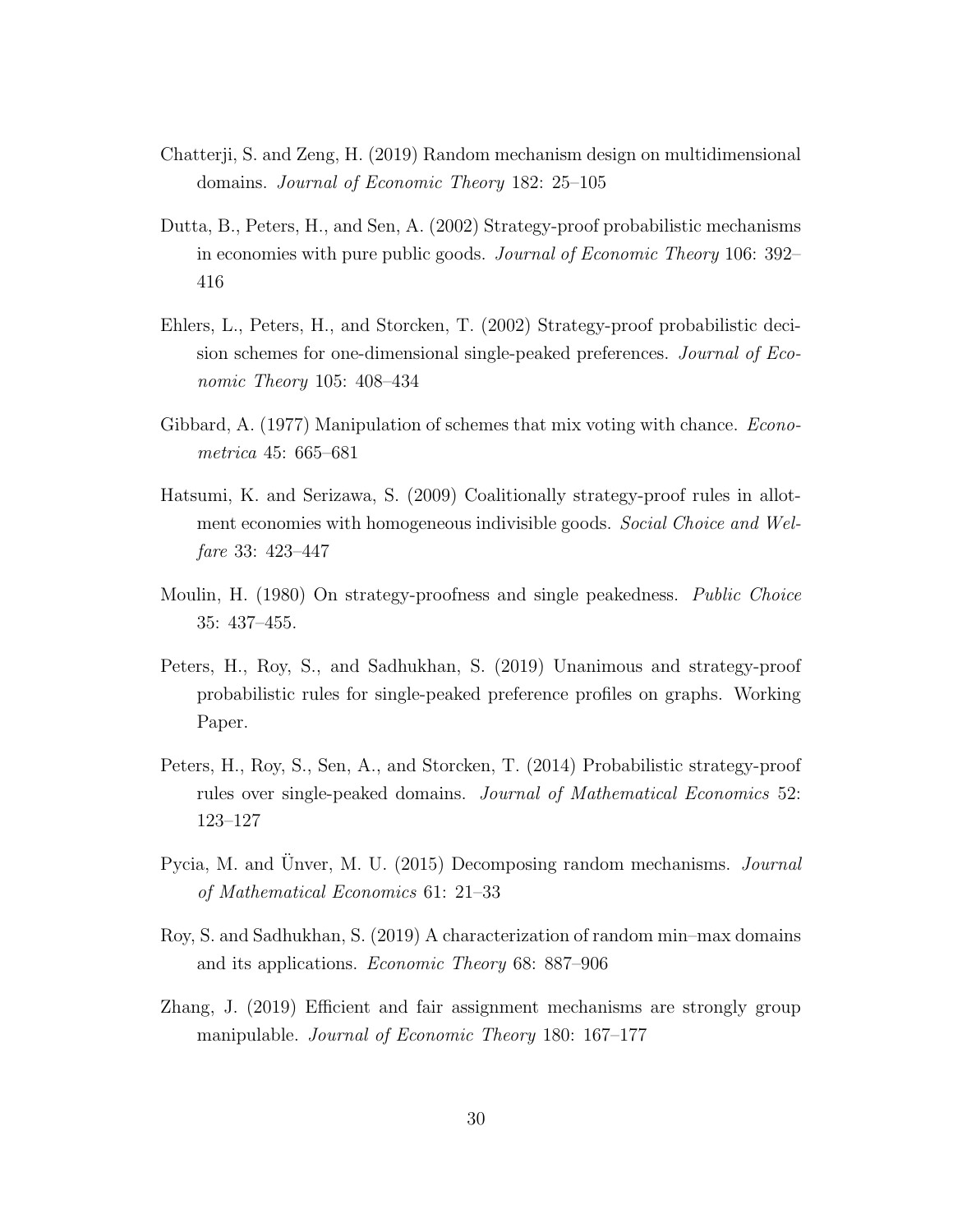Chatterji, S. and Zeng, H. (2019) Random mechanism design on multidimensional domains. *Journal of Economic Theory* 182: 25–105

Dutta, B., Peters, H., and Sen, A. (2002) Strategy-proof probabilistic mechanisms in economies with pure public goods. *Journal of Economic Theory* 106: 392–416

Ehlers, L., Peters, H., and Storcken, T. (2002) Strategy-proof probabilistic decision schemes for one-dimensional single-peaked preferences. *Journal of Economic Theory* 105: 408–434

Gibbard, A. (1977) Manipulation of schemes that mix voting with chance. *Econometrica* 45: 665–681

Hatsumi, K. and Serizawa, S. (2009) Coalitionally strategy-proof rules in allotment economies with homogeneous indivisible goods. *Social Choice and Welfare* 33: 423–447

Moulin, H. (1980) On strategy-proofness and single peakedness. *Public Choice* 35: 437–455.

Peters, H., Roy, S., and Sadhukhan, S. (2019) Unanimous and strategy-proof probabilistic rules for single-peaked preference profiles on graphs. Working Paper.

Peters, H., Roy, S., Sen, A., and Storcken, T. (2014) Probabilistic strategy-proof rules over single-peaked domains. *Journal of Mathematical Economics* 52: 123–127

Pycia, M. and Ünver, M. U. (2015) Decomposing random mechanisms. *Journal of Mathematical Economics* 61: 21–33

Roy, S. and Sadhukhan, S. (2019) A characterization of random min–max domains and its applications. *Economic Theory* 68: 887–906

Zhang, J. (2019) Efficient and fair assignment mechanisms are strongly group manipulable. *Journal of Economic Theory* 180: 167–177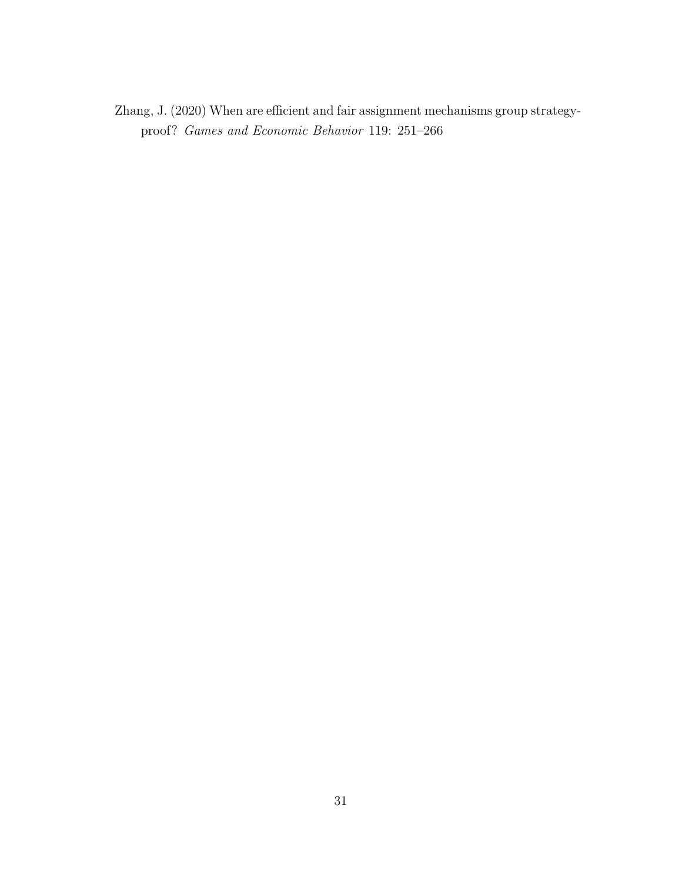Zhang, J. (2020) When are efficient and fair assignment mechanisms group strategy-proof? *Games and Economic Behavior* 119: 251–266